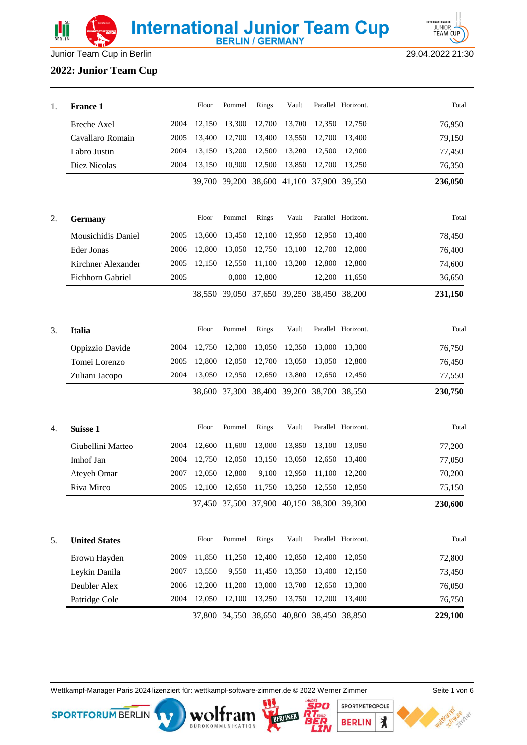# International Junior Team Cup

BERLIN / GERMANY

Junior Team Cup in Berlin 29.04.2022 21:30

## 2022: Junior Team Cup

| | | | Floor | Pommel | Rings | Vault | Parallel | Horizont. | Total |
|---|---|---|---|---|---|---|---|---|---|
| 1. | **France 1** | | | | | | | | |
| | Breche Axel | 2004 | 12,150 | 13,300 | 12,700 | 13,700 | 12,350 | 12,750 | 76,950 |
| | Cavallaro Romain | 2005 | 13,400 | 12,700 | 13,400 | 13,550 | 12,700 | 13,400 | 79,150 |
| | Labro Justin | 2004 | 13,150 | 13,200 | 12,500 | 13,200 | 12,500 | 12,900 | 77,450 |
| | Diez Nicolas | 2004 | 13,150 | 10,900 | 12,500 | 13,850 | 12,700 | 13,250 | 76,350 |
| | | | 39,700 | 39,200 | 38,600 | 41,100 | 37,900 | 39,550 | **236,050** |
| 2. | **Germany** | | | | | | | | |
| | Mousichidis Daniel | 2005 | 13,600 | 13,450 | 12,100 | 12,950 | 12,950 | 13,400 | 78,450 |
| | Eder Jonas | 2006 | 12,800 | 13,050 | 12,750 | 13,100 | 12,700 | 12,000 | 76,400 |
| | Kirchner Alexander | 2005 | 12,150 | 12,550 | 11,100 | 13,200 | 12,800 | 12,800 | 74,600 |
| | Eichhorn Gabriel | 2005 | | 0,000 | 12,800 | | 12,200 | 11,650 | 36,650 |
| | | | 38,550 | 39,050 | 37,650 | 39,250 | 38,450 | 38,200 | **231,150** |
| 3. | **Italia** | | | | | | | | |
| | Oppizzio Davide | 2004 | 12,750 | 12,300 | 13,050 | 12,350 | 13,000 | 13,300 | 76,750 |
| | Tomei Lorenzo | 2005 | 12,800 | 12,050 | 12,700 | 13,050 | 13,050 | 12,800 | 76,450 |
| | Zuliani Jacopo | 2004 | 13,050 | 12,950 | 12,650 | 13,800 | 12,650 | 12,450 | 77,550 |
| | | | 38,600 | 37,300 | 38,400 | 39,200 | 38,700 | 38,550 | **230,750** |
| 4. | **Suisse 1** | | | | | | | | |
| | Giubellini Matteo | 2004 | 12,600 | 11,600 | 13,000 | 13,850 | 13,100 | 13,050 | 77,200 |
| | Imhof Jan | 2004 | 12,750 | 12,050 | 13,150 | 13,050 | 12,650 | 13,400 | 77,050 |
| | Ateyeh Omar | 2007 | 12,050 | 12,800 | 9,100 | 12,950 | 11,100 | 12,200 | 70,200 |
| | Riva Mirco | 2005 | 12,100 | 12,650 | 11,750 | 13,250 | 12,550 | 12,850 | 75,150 |
| | | | 37,450 | 37,500 | 37,900 | 40,150 | 38,300 | 39,300 | **230,600** |
| 5. | **United States** | | | | | | | | |
| | Brown Hayden | 2009 | 11,850 | 11,250 | 12,400 | 12,850 | 12,400 | 12,050 | 72,800 |
| | Leykin Danila | 2007 | 13,550 | 9,550 | 11,450 | 13,350 | 13,400 | 12,150 | 73,450 |
| | Deubler Alex | 2006 | 12,200 | 11,200 | 13,000 | 13,700 | 12,650 | 13,300 | 76,050 |
| | Patridge Cole | 2004 | 12,050 | 12,100 | 13,250 | 13,750 | 12,200 | 13,400 | 76,750 |
| | | | 37,800 | 34,550 | 38,650 | 40,800 | 38,450 | 38,850 | **229,100** |

Wettkampf-Manager Paris 2024 lizenziert für: wettkampf-software-zimmer.de © 2022 Werner Zimmer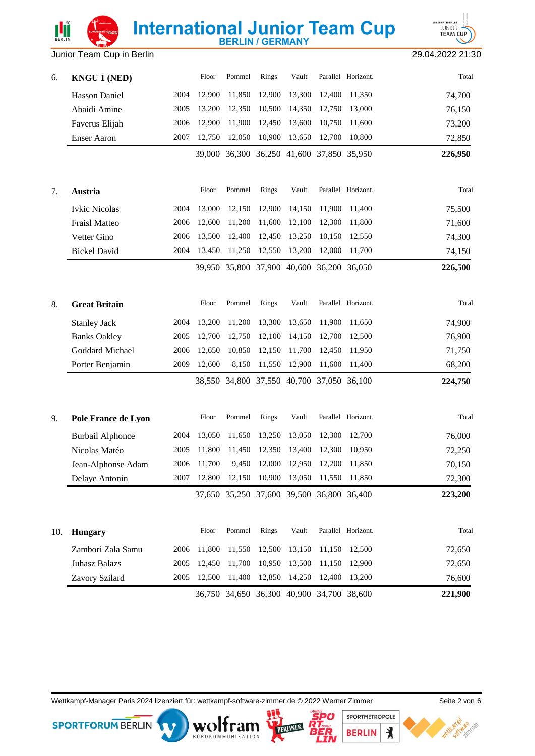Junior Team Cup in Berlin — 29.04.2022 21:30

| Rank | Team / Gymnast | Year | Floor | Pommel | Rings | Vault | Parallel | Horizont. | Total |
|---|---|---|---|---|---|---|---|---|---|
| 6. | **KNGU 1 (NED)** | | | | | | | | |
| | Hasson Daniel | 2004 | 12,900 | 11,850 | 12,900 | 13,300 | 12,400 | 11,350 | 74,700 |
| | Abaidi Amine | 2005 | 13,200 | 12,350 | 10,500 | 14,350 | 12,750 | 13,000 | 76,150 |
| | Faverus Elijah | 2006 | 12,900 | 11,900 | 12,450 | 13,600 | 10,750 | 11,600 | 73,200 |
| | Enser Aaron | 2007 | 12,750 | 12,050 | 10,900 | 13,650 | 12,700 | 10,800 | 72,850 |
| | | | 39,000 | 36,300 | 36,250 | 41,600 | 37,850 | 35,950 | **226,950** |
| 7. | **Austria** | | | | | | | | |
| | Ivkic Nicolas | 2004 | 13,000 | 12,150 | 12,900 | 14,150 | 11,900 | 11,400 | 75,500 |
| | Fraisl Matteo | 2006 | 12,600 | 11,200 | 11,600 | 12,100 | 12,300 | 11,800 | 71,600 |
| | Vetter Gino | 2006 | 13,500 | 12,400 | 12,450 | 13,250 | 10,150 | 12,550 | 74,300 |
| | Bickel David | 2004 | 13,450 | 11,250 | 12,550 | 13,200 | 12,000 | 11,700 | 74,150 |
| | | | 39,950 | 35,800 | 37,900 | 40,600 | 36,200 | 36,050 | **226,500** |
| 8. | **Great Britain** | | | | | | | | |
| | Stanley Jack | 2004 | 13,200 | 11,200 | 13,300 | 13,650 | 11,900 | 11,650 | 74,900 |
| | Banks Oakley | 2005 | 12,700 | 12,750 | 12,100 | 14,150 | 12,700 | 12,500 | 76,900 |
| | Goddard Michael | 2006 | 12,650 | 10,850 | 12,150 | 11,700 | 12,450 | 11,950 | 71,750 |
| | Porter Benjamin | 2009 | 12,600 | 8,150 | 11,550 | 12,900 | 11,600 | 11,400 | 68,200 |
| | | | 38,550 | 34,800 | 37,550 | 40,700 | 37,050 | 36,100 | **224,750** |
| 9. | **Pole France de Lyon** | | | | | | | | |
| | Burbail Alphonce | 2004 | 13,050 | 11,650 | 13,250 | 13,050 | 12,300 | 12,700 | 76,000 |
| | Nicolas Matéo | 2005 | 11,800 | 11,450 | 12,350 | 13,400 | 12,300 | 10,950 | 72,250 |
| | Jean-Alphonse Adam | 2006 | 11,700 | 9,450 | 12,000 | 12,950 | 12,200 | 11,850 | 70,150 |
| | Delaye Antonin | 2007 | 12,800 | 12,150 | 10,900 | 13,050 | 11,550 | 11,850 | 72,300 |
| | | | 37,650 | 35,250 | 37,600 | 39,500 | 36,800 | 36,400 | **223,200** |
| 10. | **Hungary** | | | | | | | | |
| | Zambori Zala Samu | 2006 | 11,800 | 11,550 | 12,500 | 13,150 | 11,150 | 12,500 | 72,650 |
| | Juhasz Balazs | 2005 | 12,450 | 11,700 | 10,950 | 13,500 | 11,150 | 12,900 | 72,650 |
| | Zavory Szilard | 2005 | 12,500 | 11,400 | 12,850 | 14,250 | 12,400 | 13,200 | 76,600 |
| | | | 36,750 | 34,650 | 36,300 | 40,900 | 34,700 | 38,600 | **221,900** |

Wettkampf-Manager Paris 2024 lizenziert für: wettkampf-software-zimmer.de © 2022 Werner Zimmer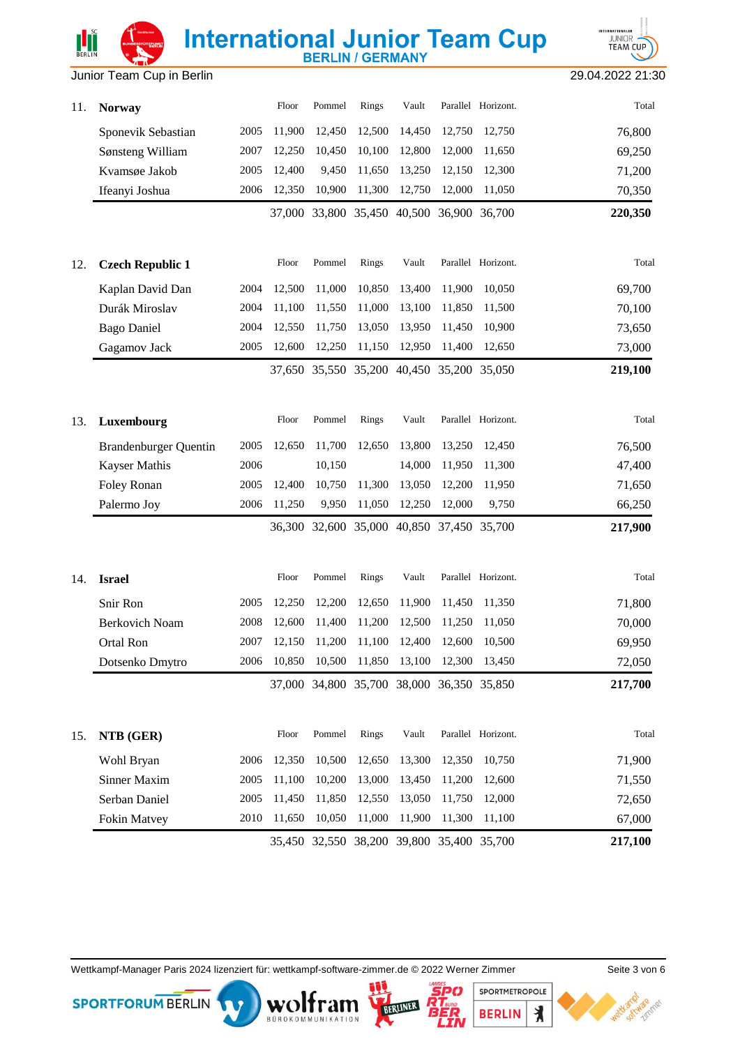| 11. | Norway | | Floor | Pommel | Rings | Vault | Parallel | Horizont. | Total |
|---|---|---|---|---|---|---|---|---|---|
| | Sponevik Sebastian | 2005 | 11,900 | 12,450 | 12,500 | 14,450 | 12,750 | 12,750 | 76,800 |
| | Sønsteng William | 2007 | 12,250 | 10,450 | 10,100 | 12,800 | 12,000 | 11,650 | 69,250 |
| | Kvamsøe Jakob | 2005 | 12,400 | 9,450 | 11,650 | 13,250 | 12,150 | 12,300 | 71,200 |
| | Ifeanyi Joshua | 2006 | 12,350 | 10,900 | 11,300 | 12,750 | 12,000 | 11,050 | 70,350 |
| | | | 37,000 | 33,800 | 35,450 | 40,500 | 36,900 | 36,700 | **220,350** |

| 12. | Czech Republic 1 | | Floor | Pommel | Rings | Vault | Parallel | Horizont. | Total |
|---|---|---|---|---|---|---|---|---|---|
| | Kaplan David Dan | 2004 | 12,500 | 11,000 | 10,850 | 13,400 | 11,900 | 10,050 | 69,700 |
| | Durák Miroslav | 2004 | 11,100 | 11,550 | 11,000 | 13,100 | 11,850 | 11,500 | 70,100 |
| | Bago Daniel | 2004 | 12,550 | 11,750 | 13,050 | 13,950 | 11,450 | 10,900 | 73,650 |
| | Gagamov Jack | 2005 | 12,600 | 12,250 | 11,150 | 12,950 | 11,400 | 12,650 | 73,000 |
| | | | 37,650 | 35,550 | 35,200 | 40,450 | 35,200 | 35,050 | **219,100** |

| 13. | Luxembourg | | Floor | Pommel | Rings | Vault | Parallel | Horizont. | Total |
|---|---|---|---|---|---|---|---|---|---|
| | Brandenburger Quentin | 2005 | 12,650 | 11,700 | 12,650 | 13,800 | 13,250 | 12,450 | 76,500 |
| | Kayser Mathis | 2006 | | 10,150 | | 14,000 | 11,950 | 11,300 | 47,400 |
| | Foley Ronan | 2005 | 12,400 | 10,750 | 11,300 | 13,050 | 12,200 | 11,950 | 71,650 |
| | Palermo Joy | 2006 | 11,250 | 9,950 | 11,050 | 12,250 | 12,000 | 9,750 | 66,250 |
| | | | 36,300 | 32,600 | 35,000 | 40,850 | 37,450 | 35,700 | **217,900** |

| 14. | Israel | | Floor | Pommel | Rings | Vault | Parallel | Horizont. | Total |
|---|---|---|---|---|---|---|---|---|---|
| | Snir Ron | 2005 | 12,250 | 12,200 | 12,650 | 11,900 | 11,450 | 11,350 | 71,800 |
| | Berkovich Noam | 2008 | 12,600 | 11,400 | 11,200 | 12,500 | 11,250 | 11,050 | 70,000 |
| | Ortal Ron | 2007 | 12,150 | 11,200 | 11,100 | 12,400 | 12,600 | 10,500 | 69,950 |
| | Dotsenko Dmytro | 2006 | 10,850 | 10,500 | 11,850 | 13,100 | 12,300 | 13,450 | 72,050 |
| | | | 37,000 | 34,800 | 35,700 | 38,000 | 36,350 | 35,850 | **217,700** |

| 15. | NTB (GER) | | Floor | Pommel | Rings | Vault | Parallel | Horizont. | Total |
|---|---|---|---|---|---|---|---|---|---|
| | Wohl Bryan | 2006 | 12,350 | 10,500 | 12,650 | 13,300 | 12,350 | 10,750 | 71,900 |
| | Sinner Maxim | 2005 | 11,100 | 10,200 | 13,000 | 13,450 | 11,200 | 12,600 | 71,550 |
| | Serban Daniel | 2005 | 11,450 | 11,850 | 12,550 | 13,050 | 11,750 | 12,000 | 72,650 |
| | Fokin Matvey | 2010 | 11,650 | 10,050 | 11,000 | 11,900 | 11,300 | 11,100 | 67,000 |
| | | | 35,450 | 32,550 | 38,200 | 39,800 | 35,400 | 35,700 | **217,100** |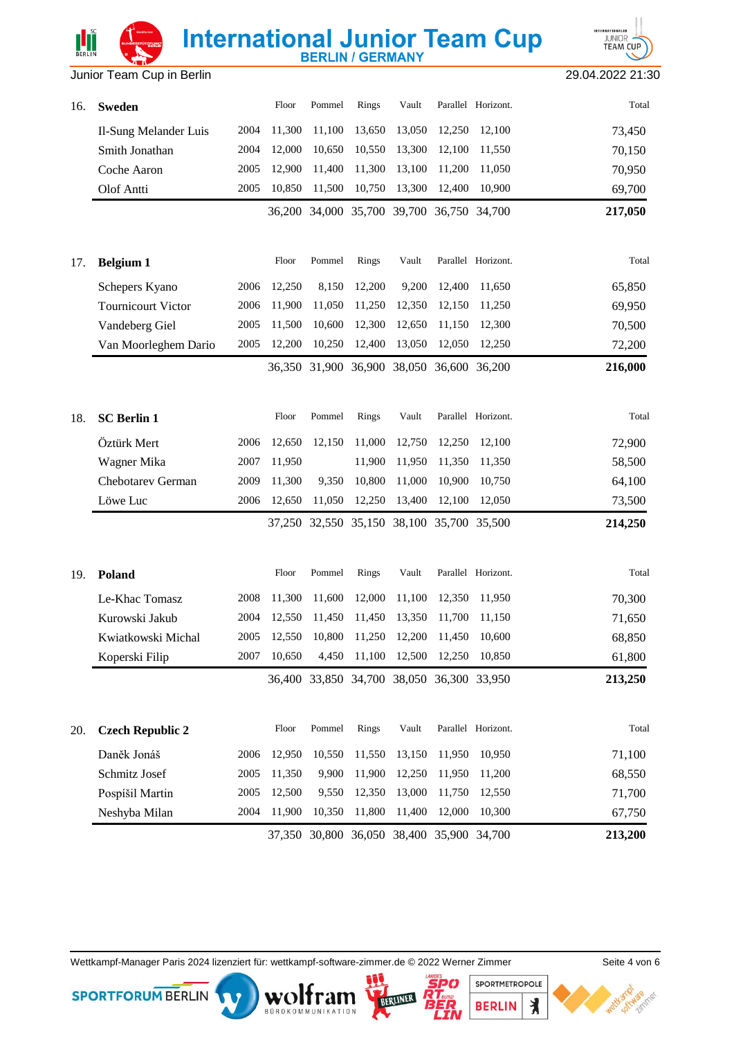# International Junior Team Cup

## BERLIN / GERMANY

Junior Team Cup in Berlin — 29.04.2022 21:30

| Rank | Team / Gymnast | Year | Floor | Pommel | Rings | Vault | Parallel | Horizont. | Total |
|---|---|---|---|---|---|---|---|---|---|
| 16. | **Sweden** | | | | | | | | |
| | Il-Sung Melander Luis | 2004 | 11,300 | 11,100 | 13,650 | 13,050 | 12,250 | 12,100 | 73,450 |
| | Smith Jonathan | 2004 | 12,000 | 10,650 | 10,550 | 13,300 | 12,100 | 11,550 | 70,150 |
| | Coche Aaron | 2005 | 12,900 | 11,400 | 11,300 | 13,100 | 11,200 | 11,050 | 70,950 |
| | Olof Antti | 2005 | 10,850 | 11,500 | 10,750 | 13,300 | 12,400 | 10,900 | 69,700 |
| | | | 36,200 | 34,000 | 35,700 | 39,700 | 36,750 | 34,700 | **217,050** |
| 17. | **Belgium 1** | | | | | | | | |
| | Schepers Kyano | 2006 | 12,250 | 8,150 | 12,200 | 9,200 | 12,400 | 11,650 | 65,850 |
| | Tournicourt Victor | 2006 | 11,900 | 11,050 | 11,250 | 12,350 | 12,150 | 11,250 | 69,950 |
| | Vandeberg Giel | 2005 | 11,500 | 10,600 | 12,300 | 12,650 | 11,150 | 12,300 | 70,500 |
| | Van Moorleghem Dario | 2005 | 12,200 | 10,250 | 12,400 | 13,050 | 12,050 | 12,250 | 72,200 |
| | | | 36,350 | 31,900 | 36,900 | 38,050 | 36,600 | 36,200 | **216,000** |
| 18. | **SC Berlin 1** | | | | | | | | |
| | Öztürk Mert | 2006 | 12,650 | 12,150 | 11,000 | 12,750 | 12,250 | 12,100 | 72,900 |
| | Wagner Mika | 2007 | 11,950 | | 11,900 | 11,950 | 11,350 | 11,350 | 58,500 |
| | Chebotarev German | 2009 | 11,300 | 9,350 | 10,800 | 11,000 | 10,900 | 10,750 | 64,100 |
| | Löwe Luc | 2006 | 12,650 | 11,050 | 12,250 | 13,400 | 12,100 | 12,050 | 73,500 |
| | | | 37,250 | 32,550 | 35,150 | 38,100 | 35,700 | 35,500 | **214,250** |
| 19. | **Poland** | | | | | | | | |
| | Le-Khac Tomasz | 2008 | 11,300 | 11,600 | 12,000 | 11,100 | 12,350 | 11,950 | 70,300 |
| | Kurowski Jakub | 2004 | 12,550 | 11,450 | 11,450 | 13,350 | 11,700 | 11,150 | 71,650 |
| | Kwiatkowski Michal | 2005 | 12,550 | 10,800 | 11,250 | 12,200 | 11,450 | 10,600 | 68,850 |
| | Koperski Filip | 2007 | 10,650 | 4,450 | 11,100 | 12,500 | 12,250 | 10,850 | 61,800 |
| | | | 36,400 | 33,850 | 34,700 | 38,050 | 36,300 | 33,950 | **213,250** |
| 20. | **Czech Republic 2** | | | | | | | | |
| | Daněk Jonáš | 2006 | 12,950 | 10,550 | 11,550 | 13,150 | 11,950 | 10,950 | 71,100 |
| | Schmitz Josef | 2005 | 11,350 | 9,900 | 11,900 | 12,250 | 11,950 | 11,200 | 68,550 |
| | Pospíšil Martin | 2005 | 12,500 | 9,550 | 12,350 | 13,000 | 11,750 | 12,550 | 71,700 |
| | Neshyba Milan | 2004 | 11,900 | 10,350 | 11,800 | 11,400 | 12,000 | 10,300 | 67,750 |
| | | | 37,350 | 30,800 | 36,050 | 38,400 | 35,900 | 34,700 | **213,200** |

Wettkampf-Manager Paris 2024 lizenziert für: wettkampf-software-zimmer.de © 2022 Werner Zimmer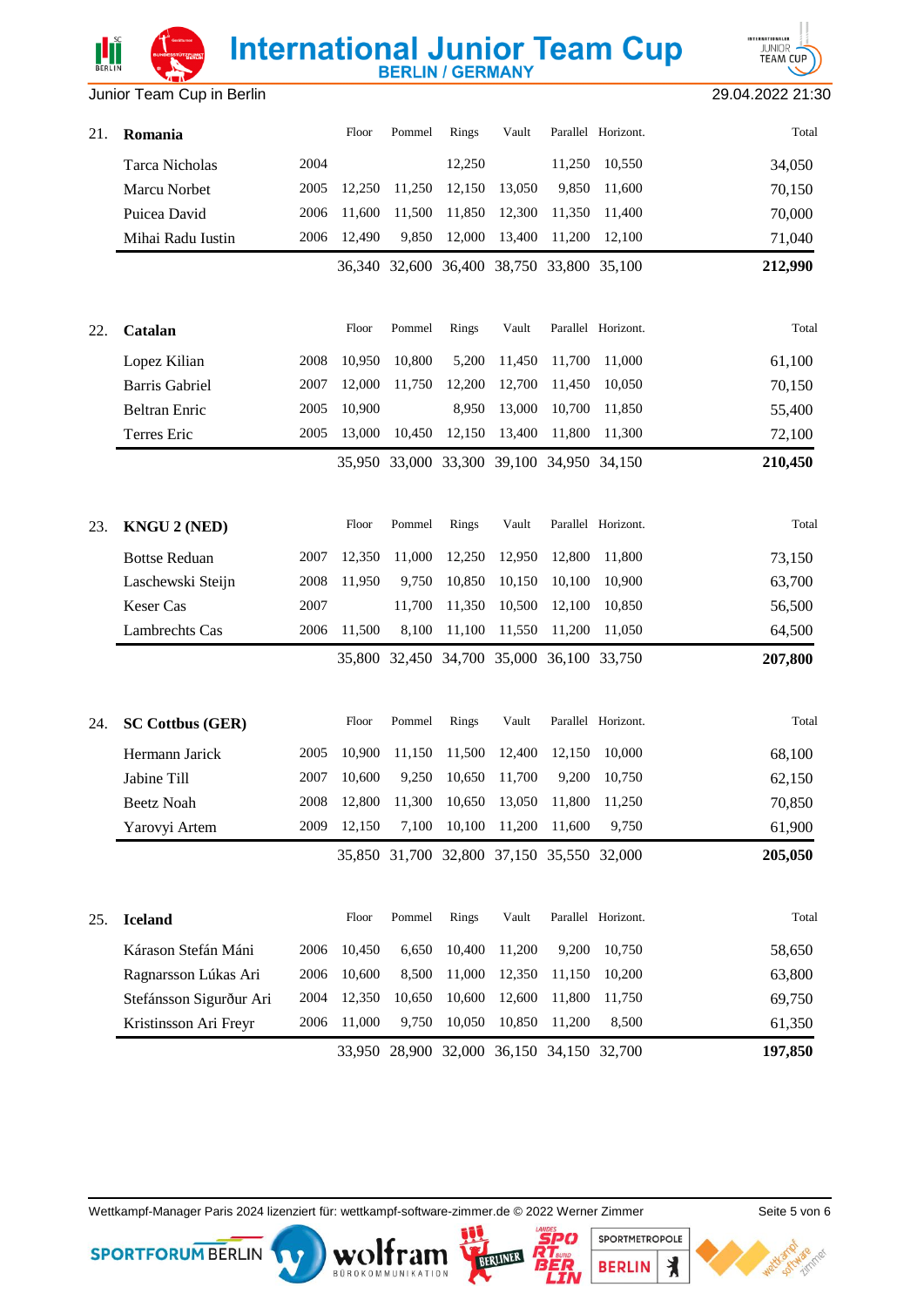| | 21. Romania | | Floor | Pommel | Rings | Vault | Parallel | Horizont. | Total |
|---|---|---|---|---|---|---|---|---|---|
| | Tarca Nicholas | 2004 | | | 12,250 | | 11,250 | 10,550 | 34,050 |
| | Marcu Norbet | 2005 | 12,250 | 11,250 | 12,150 | 13,050 | 9,850 | 11,600 | 70,150 |
| | Puicea David | 2006 | 11,600 | 11,500 | 11,850 | 12,300 | 11,350 | 11,400 | 70,000 |
| | Mihai Radu Iustin | 2006 | 12,490 | 9,850 | 12,000 | 13,400 | 11,200 | 12,100 | 71,040 |
| | | | 36,340 | 32,600 | 36,400 | 38,750 | 33,800 | 35,100 | **212,990** |

| | 22. Catalan | | Floor | Pommel | Rings | Vault | Parallel | Horizont. | Total |
|---|---|---|---|---|---|---|---|---|---|
| | Lopez Kilian | 2008 | 10,950 | 10,800 | 5,200 | 11,450 | 11,700 | 11,000 | 61,100 |
| | Barris Gabriel | 2007 | 12,000 | 11,750 | 12,200 | 12,700 | 11,450 | 10,050 | 70,150 |
| | Beltran Enric | 2005 | 10,900 | | 8,950 | 13,000 | 10,700 | 11,850 | 55,400 |
| | Terres Eric | 2005 | 13,000 | 10,450 | 12,150 | 13,400 | 11,800 | 11,300 | 72,100 |
| | | | 35,950 | 33,000 | 33,300 | 39,100 | 34,950 | 34,150 | **210,450** |

| | 23. KNGU 2 (NED) | | Floor | Pommel | Rings | Vault | Parallel | Horizont. | Total |
|---|---|---|---|---|---|---|---|---|---|
| | Bottse Reduan | 2007 | 12,350 | 11,000 | 12,250 | 12,950 | 12,800 | 11,800 | 73,150 |
| | Laschewski Steijn | 2008 | 11,950 | 9,750 | 10,850 | 10,150 | 10,100 | 10,900 | 63,700 |
| | Keser Cas | 2007 | | 11,700 | 11,350 | 10,500 | 12,100 | 10,850 | 56,500 |
| | Lambrechts Cas | 2006 | 11,500 | 8,100 | 11,100 | 11,550 | 11,200 | 11,050 | 64,500 |
| | | | 35,800 | 32,450 | 34,700 | 35,000 | 36,100 | 33,750 | **207,800** |

| | 24. SC Cottbus (GER) | | Floor | Pommel | Rings | Vault | Parallel | Horizont. | Total |
|---|---|---|---|---|---|---|---|---|---|
| | Hermann Jarick | 2005 | 10,900 | 11,150 | 11,500 | 12,400 | 12,150 | 10,000 | 68,100 |
| | Jabine Till | 2007 | 10,600 | 9,250 | 10,650 | 11,700 | 9,200 | 10,750 | 62,150 |
| | Beetz Noah | 2008 | 12,800 | 11,300 | 10,650 | 13,050 | 11,800 | 11,250 | 70,850 |
| | Yarovyi Artem | 2009 | 12,150 | 7,100 | 10,100 | 11,200 | 11,600 | 9,750 | 61,900 |
| | | | 35,850 | 31,700 | 32,800 | 37,150 | 35,550 | 32,000 | **205,050** |

| | 25. Iceland | | Floor | Pommel | Rings | Vault | Parallel | Horizont. | Total |
|---|---|---|---|---|---|---|---|---|---|
| | Kárason Stefán Máni | 2006 | 10,450 | 6,650 | 10,400 | 11,200 | 9,200 | 10,750 | 58,650 |
| | Ragnarsson Lúkas Ari | 2006 | 10,600 | 8,500 | 11,000 | 12,350 | 11,150 | 10,200 | 63,800 |
| | Stefánsson Sigurður Ari | 2004 | 12,350 | 10,650 | 10,600 | 12,600 | 11,800 | 11,750 | 69,750 |
| | Kristinsson Ari Freyr | 2006 | 11,000 | 9,750 | 10,050 | 10,850 | 11,200 | 8,500 | 61,350 |
| | | | 33,950 | 28,900 | 32,000 | 36,150 | 34,150 | 32,700 | **197,850** |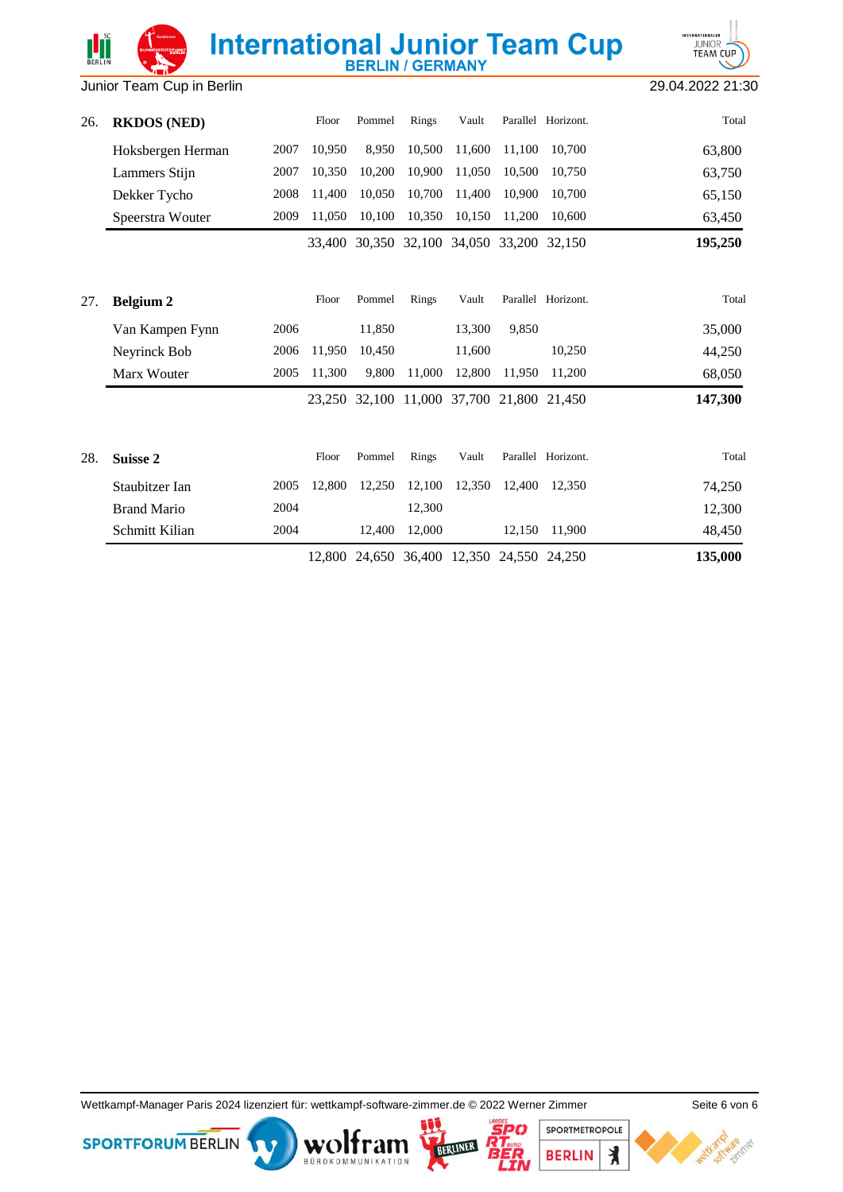# International Junior Team Cup

## BERLIN / GERMANY

Junior Team Cup in Berlin — 29.04.2022 21:30

| | Name | Year | Floor | Pommel | Rings | Vault | Parallel | Horizont. | Total |
|---|---|---|---|---|---|---|---|---|---|
| 26. | **RKDOS (NED)** | | | | | | | | |
| | Hoksbergen Herman | 2007 | 10,950 | 8,950 | 10,500 | 11,600 | 11,100 | 10,700 | 63,800 |
| | Lammers Stijn | 2007 | 10,350 | 10,200 | 10,900 | 11,050 | 10,500 | 10,750 | 63,750 |
| | Dekker Tycho | 2008 | 11,400 | 10,050 | 10,700 | 11,400 | 10,900 | 10,700 | 65,150 |
| | Speerstra Wouter | 2009 | 11,050 | 10,100 | 10,350 | 10,150 | 11,200 | 10,600 | 63,450 |
| | | | 33,400 | 30,350 | 32,100 | 34,050 | 33,200 | 32,150 | **195,250** |

| | Name | Year | Floor | Pommel | Rings | Vault | Parallel | Horizont. | Total |
|---|---|---|---|---|---|---|---|---|---|
| 27. | **Belgium 2** | | | | | | | | |
| | Van Kampen Fynn | 2006 | | 11,850 | | 13,300 | 9,850 | | 35,000 |
| | Neyrinck Bob | 2006 | 11,950 | 10,450 | | 11,600 | | 10,250 | 44,250 |
| | Marx Wouter | 2005 | 11,300 | 9,800 | 11,000 | 12,800 | 11,950 | 11,200 | 68,050 |
| | | | 23,250 | 32,100 | 11,000 | 37,700 | 21,800 | 21,450 | **147,300** |

| | Name | Year | Floor | Pommel | Rings | Vault | Parallel | Horizont. | Total |
|---|---|---|---|---|---|---|---|---|---|
| 28. | **Suisse 2** | | | | | | | | |
| | Staubitzer Ian | 2005 | 12,800 | 12,250 | 12,100 | 12,350 | 12,400 | 12,350 | 74,250 |
| | Brand Mario | 2004 | | | 12,300 | | | | 12,300 |
| | Schmitt Kilian | 2004 | | 12,400 | 12,000 | | 12,150 | 11,900 | 48,450 |
| | | | 12,800 | 24,650 | 36,400 | 12,350 | 24,550 | 24,250 | **135,000** |

Wettkampf-Manager Paris 2024 lizenziert für: wettkampf-software-zimmer.de © 2022 Werner Zimmer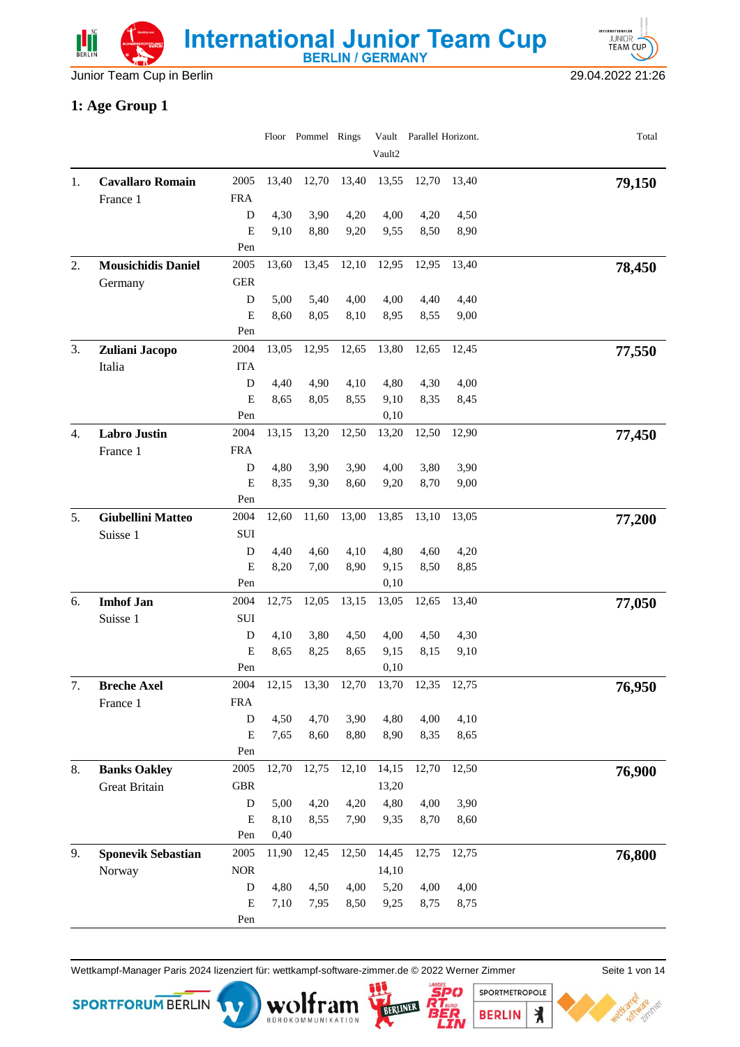Junior Team Cup in Berlin 29.04.2022 21:26

## 1: Age Group 1

| | | | Floor | Pommel | Rings | Vault / Vault2 | Parallel | Horizont. | Total |
|---|---|---|---|---|---|---|---|---|---|
| 1. | **Cavallaro Romain** | 2005 | 13,40 | 12,70 | 13,40 | 13,55 | 12,70 | 13,40 | **79,150** |
| | France 1 | FRA | | | | | | | |
| | | D | 4,30 | 3,90 | 4,20 | 4,00 | 4,20 | 4,50 | |
| | | E | 9,10 | 8,80 | 9,20 | 9,55 | 8,50 | 8,90 | |
| | | Pen | | | | | | | |
| 2. | **Mousichidis Daniel** | 2005 | 13,60 | 13,45 | 12,10 | 12,95 | 12,95 | 13,40 | **78,450** |
| | Germany | GER | | | | | | | |
| | | D | 5,00 | 5,40 | 4,00 | 4,00 | 4,40 | 4,40 | |
| | | E | 8,60 | 8,05 | 8,10 | 8,95 | 8,55 | 9,00 | |
| | | Pen | | | | | | | |
| 3. | **Zuliani Jacopo** | 2004 | 13,05 | 12,95 | 12,65 | 13,80 | 12,65 | 12,45 | **77,550** |
| | Italia | ITA | | | | | | | |
| | | D | 4,40 | 4,90 | 4,10 | 4,80 | 4,30 | 4,00 | |
| | | E | 8,65 | 8,05 | 8,55 | 9,10 | 8,35 | 8,45 | |
| | | Pen | | | | 0,10 | | | |
| 4. | **Labro Justin** | 2004 | 13,15 | 13,20 | 12,50 | 13,20 | 12,50 | 12,90 | **77,450** |
| | France 1 | FRA | | | | | | | |
| | | D | 4,80 | 3,90 | 3,90 | 4,00 | 3,80 | 3,90 | |
| | | E | 8,35 | 9,30 | 8,60 | 9,20 | 8,70 | 9,00 | |
| | | Pen | | | | | | | |
| 5. | **Giubellini Matteo** | 2004 | 12,60 | 11,60 | 13,00 | 13,85 | 13,10 | 13,05 | **77,200** |
| | Suisse 1 | SUI | | | | | | | |
| | | D | 4,40 | 4,60 | 4,10 | 4,80 | 4,60 | 4,20 | |
| | | E | 8,20 | 7,00 | 8,90 | 9,15 | 8,50 | 8,85 | |
| | | Pen | | | | 0,10 | | | |
| 6. | **Imhof Jan** | 2004 | 12,75 | 12,05 | 13,15 | 13,05 | 12,65 | 13,40 | **77,050** |
| | Suisse 1 | SUI | | | | | | | |
| | | D | 4,10 | 3,80 | 4,50 | 4,00 | 4,50 | 4,30 | |
| | | E | 8,65 | 8,25 | 8,65 | 9,15 | 8,15 | 9,10 | |
| | | Pen | | | | 0,10 | | | |
| 7. | **Breche Axel** | 2004 | 12,15 | 13,30 | 12,70 | 13,70 | 12,35 | 12,75 | **76,950** |
| | France 1 | FRA | | | | | | | |
| | | D | 4,50 | 4,70 | 3,90 | 4,80 | 4,00 | 4,10 | |
| | | E | 7,65 | 8,60 | 8,80 | 8,90 | 8,35 | 8,65 | |
| | | Pen | | | | | | | |
| 8. | **Banks Oakley** | 2005 | 12,70 | 12,75 | 12,10 | 14,15 | 12,70 | 12,50 | **76,900** |
| | Great Britain | GBR | | | | 13,20 | | | |
| | | D | 5,00 | 4,20 | 4,20 | 4,80 | 4,00 | 3,90 | |
| | | E | 8,10 | 8,55 | 7,90 | 9,35 | 8,70 | 8,60 | |
| | | Pen | 0,40 | | | | | | |
| 9. | **Sponevik Sebastian** | 2005 | 11,90 | 12,45 | 12,50 | 14,45 | 12,75 | 12,75 | **76,800** |
| | Norway | NOR | | | | 14,10 | | | |
| | | D | 4,80 | 4,50 | 4,00 | 5,20 | 4,00 | 4,00 | |
| | | E | 7,10 | 7,95 | 8,50 | 9,25 | 8,75 | 8,75 | |
| | | Pen | | | | | | | |

Wettkampf-Manager Paris 2024 lizenziert für: wettkampf-software-zimmer.de © 2022 Werner Zimmer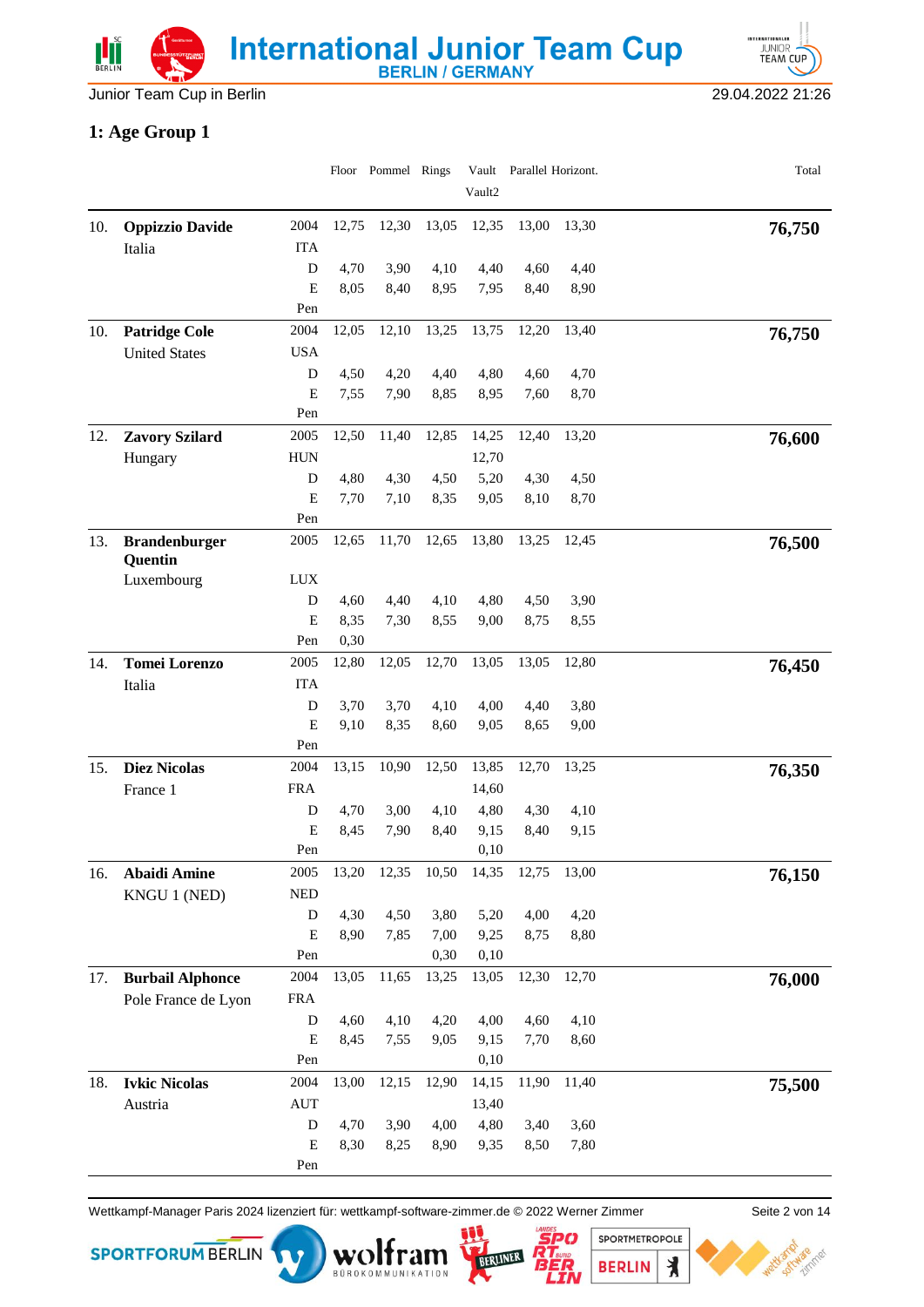Junior Team Cup in Berlin

29.04.2022 21:26

## 1: Age Group 1

| Rank | Name | | Floor | Pommel | Rings | Vault / Vault2 | Parallel | Horizont. | Total |
|---|---|---|---|---|---|---|---|---|---|
| 10. | **Oppizzio Davide** | 2004 | 12,75 | 12,30 | 13,05 | 12,35 | 13,00 | 13,30 | **76,750** |
| | Italia | ITA | | | | | | | |
| | | D | 4,70 | 3,90 | 4,10 | 4,40 | 4,60 | 4,40 | |
| | | E | 8,05 | 8,40 | 8,95 | 7,95 | 8,40 | 8,90 | |
| | | Pen | | | | | | | |
| 10. | **Patridge Cole** | 2004 | 12,05 | 12,10 | 13,25 | 13,75 | 12,20 | 13,40 | **76,750** |
| | United States | USA | | | | | | | |
| | | D | 4,50 | 4,20 | 4,40 | 4,80 | 4,60 | 4,70 | |
| | | E | 7,55 | 7,90 | 8,85 | 8,95 | 7,60 | 8,70 | |
| | | Pen | | | | | | | |
| 12. | **Zavory Szilard** | 2005 | 12,50 | 11,40 | 12,85 | 14,25 | 12,40 | 13,20 | **76,600** |
| | Hungary | HUN | | | | 12,70 | | | |
| | | D | 4,80 | 4,30 | 4,50 | 5,20 | 4,30 | 4,50 | |
| | | E | 7,70 | 7,10 | 8,35 | 9,05 | 8,10 | 8,70 | |
| | | Pen | | | | | | | |
| 13. | **Brandenburger Quentin** | 2005 | 12,65 | 11,70 | 12,65 | 13,80 | 13,25 | 12,45 | **76,500** |
| | Luxembourg | LUX | | | | | | | |
| | | D | 4,60 | 4,40 | 4,10 | 4,80 | 4,50 | 3,90 | |
| | | E | 8,35 | 7,30 | 8,55 | 9,00 | 8,75 | 8,55 | |
| | | Pen | 0,30 | | | | | | |
| 14. | **Tomei Lorenzo** | 2005 | 12,80 | 12,05 | 12,70 | 13,05 | 13,05 | 12,80 | **76,450** |
| | Italia | ITA | | | | | | | |
| | | D | 3,70 | 3,70 | 4,10 | 4,00 | 4,40 | 3,80 | |
| | | E | 9,10 | 8,35 | 8,60 | 9,05 | 8,65 | 9,00 | |
| | | Pen | | | | | | | |
| 15. | **Diez Nicolas** | 2004 | 13,15 | 10,90 | 12,50 | 13,85 | 12,70 | 13,25 | **76,350** |
| | France 1 | FRA | | | | 14,60 | | | |
| | | D | 4,70 | 3,00 | 4,10 | 4,80 | 4,30 | 4,10 | |
| | | E | 8,45 | 7,90 | 8,40 | 9,15 | 8,40 | 9,15 | |
| | | Pen | | | | 0,10 | | | |
| 16. | **Abaidi Amine** | 2005 | 13,20 | 12,35 | 10,50 | 14,35 | 12,75 | 13,00 | **76,150** |
| | KNGU 1 (NED) | NED | | | | | | | |
| | | D | 4,30 | 4,50 | 3,80 | 5,20 | 4,00 | 4,20 | |
| | | E | 8,90 | 7,85 | 7,00 | 9,25 | 8,75 | 8,80 | |
| | | Pen | | | 0,30 | 0,10 | | | |
| 17. | **Burbail Alphonce** | 2004 | 13,05 | 11,65 | 13,25 | 13,05 | 12,30 | 12,70 | **76,000** |
| | Pole France de Lyon | FRA | | | | | | | |
| | | D | 4,60 | 4,10 | 4,20 | 4,00 | 4,60 | 4,10 | |
| | | E | 8,45 | 7,55 | 9,05 | 9,15 | 7,70 | 8,60 | |
| | | Pen | | | | 0,10 | | | |
| 18. | **Ivkic Nicolas** | 2004 | 13,00 | 12,15 | 12,90 | 14,15 | 11,90 | 11,40 | **75,500** |
| | Austria | AUT | | | | 13,40 | | | |
| | | D | 4,70 | 3,90 | 4,00 | 4,80 | 3,40 | 3,60 | |
| | | E | 8,30 | 8,25 | 8,90 | 9,35 | 8,50 | 7,80 | |
| | | Pen | | | | | | | |

Wettkampf-Manager Paris 2024 lizenziert für: wettkampf-software-zimmer.de © 2022 Werner Zimmer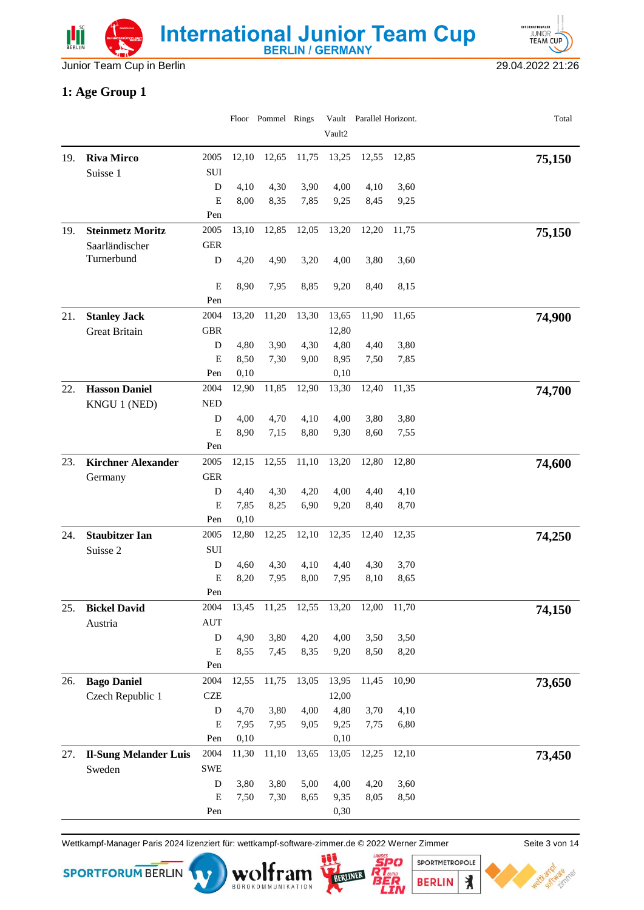## 1: Age Group 1

| | | | Floor | Pommel | Rings | Vault<br>Vault2 | Parallel | Horizont. | Total |
|---|---|---|---|---|---|---|---|---|---|
| 19. | **Riva Mirco** | 2005 | 12,10 | 12,65 | 11,75 | 13,25 | 12,55 | 12,85 | **75,150** |
| | Suisse 1 | SUI | | | | | | | |
| | | D | 4,10 | 4,30 | 3,90 | 4,00 | 4,10 | 3,60 | |
| | | E | 8,00 | 8,35 | 7,85 | 9,25 | 8,45 | 9,25 | |
| | | Pen | | | | | | | |
| 19. | **Steinmetz Moritz** | 2005 | 13,10 | 12,85 | 12,05 | 13,20 | 12,20 | 11,75 | **75,150** |
| | Saarländischer Turnerbund | GER | | | | | | | |
| | | D | 4,20 | 4,90 | 3,20 | 4,00 | 3,80 | 3,60 | |
| | | E | 8,90 | 7,95 | 8,85 | 9,20 | 8,40 | 8,15 | |
| | | Pen | | | | | | | |
| 21. | **Stanley Jack** | 2004 | 13,20 | 11,20 | 13,30 | 13,65 | 11,90 | 11,65 | **74,900** |
| | Great Britain | GBR | | | | 12,80 | | | |
| | | D | 4,80 | 3,90 | 4,30 | 4,80 | 4,40 | 3,80 | |
| | | E | 8,50 | 7,30 | 9,00 | 8,95 | 7,50 | 7,85 | |
| | | Pen | 0,10 | | | 0,10 | | | |
| 22. | **Hasson Daniel** | 2004 | 12,90 | 11,85 | 12,90 | 13,30 | 12,40 | 11,35 | **74,700** |
| | KNGU 1 (NED) | NED | | | | | | | |
| | | D | 4,00 | 4,70 | 4,10 | 4,00 | 3,80 | 3,80 | |
| | | E | 8,90 | 7,15 | 8,80 | 9,30 | 8,60 | 7,55 | |
| | | Pen | | | | | | | |
| 23. | **Kirchner Alexander** | 2005 | 12,15 | 12,55 | 11,10 | 13,20 | 12,80 | 12,80 | **74,600** |
| | Germany | GER | | | | | | | |
| | | D | 4,40 | 4,30 | 4,20 | 4,00 | 4,40 | 4,10 | |
| | | E | 7,85 | 8,25 | 6,90 | 9,20 | 8,40 | 8,70 | |
| | | Pen | 0,10 | | | | | | |
| 24. | **Staubitzer Ian** | 2005 | 12,80 | 12,25 | 12,10 | 12,35 | 12,40 | 12,35 | **74,250** |
| | Suisse 2 | SUI | | | | | | | |
| | | D | 4,60 | 4,30 | 4,10 | 4,40 | 4,30 | 3,70 | |
| | | E | 8,20 | 7,95 | 8,00 | 7,95 | 8,10 | 8,65 | |
| | | Pen | | | | | | | |
| 25. | **Bickel David** | 2004 | 13,45 | 11,25 | 12,55 | 13,20 | 12,00 | 11,70 | **74,150** |
| | Austria | AUT | | | | | | | |
| | | D | 4,90 | 3,80 | 4,20 | 4,00 | 3,50 | 3,50 | |
| | | E | 8,55 | 7,45 | 8,35 | 9,20 | 8,50 | 8,20 | |
| | | Pen | | | | | | | |
| 26. | **Bago Daniel** | 2004 | 12,55 | 11,75 | 13,05 | 13,95 | 11,45 | 10,90 | **73,650** |
| | Czech Republic 1 | CZE | | | | 12,00 | | | |
| | | D | 4,70 | 3,80 | 4,00 | 4,80 | 3,70 | 4,10 | |
| | | E | 7,95 | 7,95 | 9,05 | 9,25 | 7,75 | 6,80 | |
| | | Pen | 0,10 | | | 0,10 | | | |
| 27. | **Il-Sung Melander Luis** | 2004 | 11,30 | 11,10 | 13,65 | 13,05 | 12,25 | 12,10 | **73,450** |
| | Sweden | SWE | | | | | | | |
| | | D | 3,80 | 3,80 | 5,00 | 4,00 | 4,20 | 3,60 | |
| | | E | 7,50 | 7,30 | 8,65 | 9,35 | 8,05 | 8,50 | |
| | | Pen | | | | 0,30 | | | |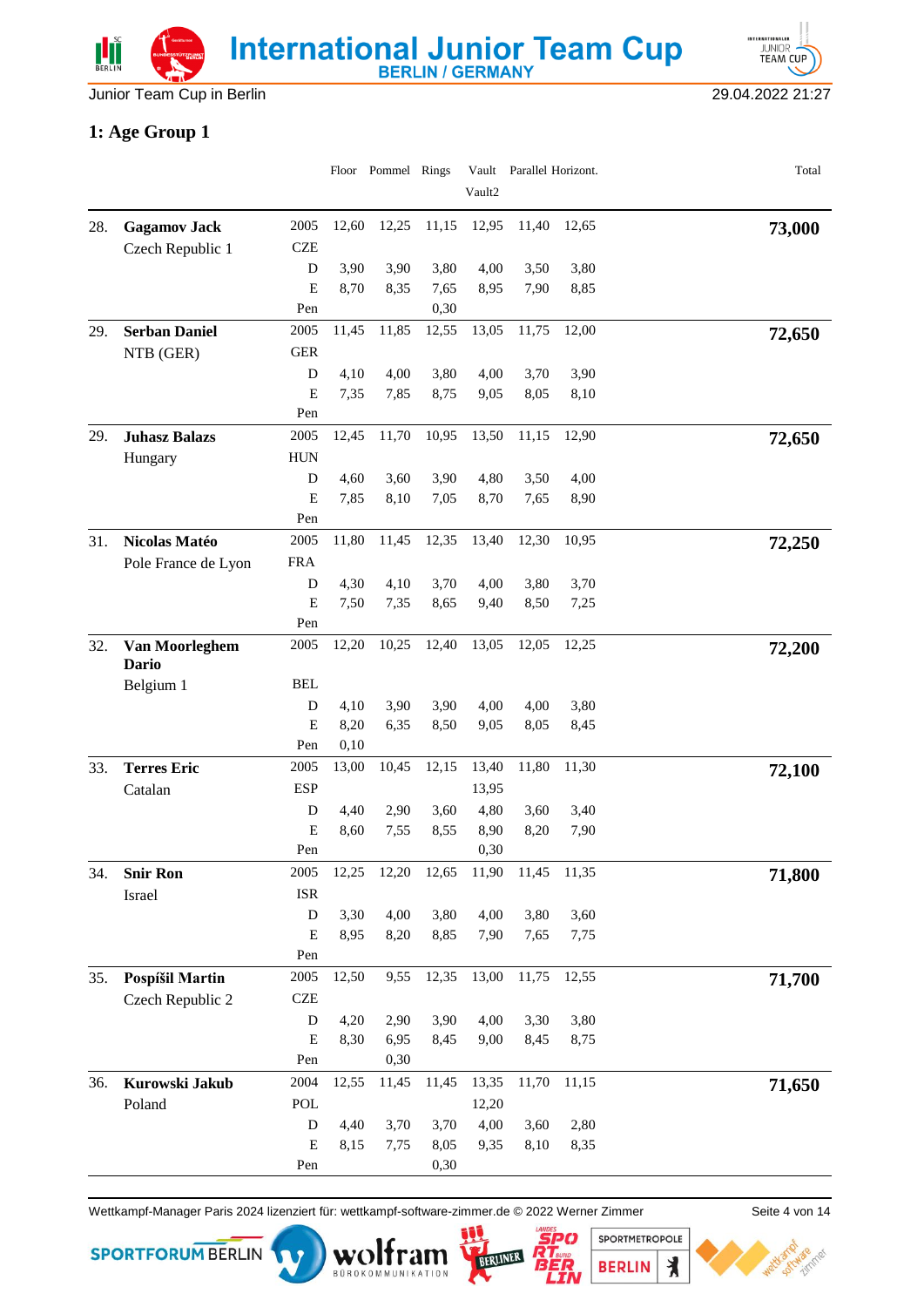International Junior Team Cup
BERLIN / GERMANY

Junior Team Cup in Berlin 29.04.2022 21:27

## 1: Age Group 1

| Rank | Name / Team | | Floor | Pommel | Rings | Vault / Vault2 | Parallel | Horizont. | Total |
|---|---|---|---|---|---|---|---|---|---|
| 28. | **Gagamov Jack** | 2005 | 12,60 | 12,25 | 11,15 | 12,95 | 11,40 | 12,65 | **73,000** |
| | Czech Republic 1 | CZE | | | | | | | |
| | | D | 3,90 | 3,90 | 3,80 | 4,00 | 3,50 | 3,80 | |
| | | E | 8,70 | 8,35 | 7,65 | 8,95 | 7,90 | 8,85 | |
| | | Pen | | | 0,30 | | | | |
| 29. | **Serban Daniel** | 2005 | 11,45 | 11,85 | 12,55 | 13,05 | 11,75 | 12,00 | **72,650** |
| | NTB (GER) | GER | | | | | | | |
| | | D | 4,10 | 4,00 | 3,80 | 4,00 | 3,70 | 3,90 | |
| | | E | 7,35 | 7,85 | 8,75 | 9,05 | 8,05 | 8,10 | |
| | | Pen | | | | | | | |
| 29. | **Juhasz Balazs** | 2005 | 12,45 | 11,70 | 10,95 | 13,50 | 11,15 | 12,90 | **72,650** |
| | Hungary | HUN | | | | | | | |
| | | D | 4,60 | 3,60 | 3,90 | 4,80 | 3,50 | 4,00 | |
| | | E | 7,85 | 8,10 | 7,05 | 8,70 | 7,65 | 8,90 | |
| | | Pen | | | | | | | |
| 31. | **Nicolas Matéo** | 2005 | 11,80 | 11,45 | 12,35 | 13,40 | 12,30 | 10,95 | **72,250** |
| | Pole France de Lyon | FRA | | | | | | | |
| | | D | 4,30 | 4,10 | 3,70 | 4,00 | 3,80 | 3,70 | |
| | | E | 7,50 | 7,35 | 8,65 | 9,40 | 8,50 | 7,25 | |
| | | Pen | | | | | | | |
| 32. | **Van Moorleghem Dario** | 2005 | 12,20 | 10,25 | 12,40 | 13,05 | 12,05 | 12,25 | **72,200** |
| | Belgium 1 | BEL | | | | | | | |
| | | D | 4,10 | 3,90 | 3,90 | 4,00 | 4,00 | 3,80 | |
| | | E | 8,20 | 6,35 | 8,50 | 9,05 | 8,05 | 8,45 | |
| | | Pen | 0,10 | | | | | | |
| 33. | **Terres Eric** | 2005 | 13,00 | 10,45 | 12,15 | 13,40 | 11,80 | 11,30 | **72,100** |
| | Catalan | ESP | | | | 13,95 | | | |
| | | D | 4,40 | 2,90 | 3,60 | 4,80 | 3,60 | 3,40 | |
| | | E | 8,60 | 7,55 | 8,55 | 8,90 | 8,20 | 7,90 | |
| | | Pen | | | | 0,30 | | | |
| 34. | **Snir Ron** | 2005 | 12,25 | 12,20 | 12,65 | 11,90 | 11,45 | 11,35 | **71,800** |
| | Israel | ISR | | | | | | | |
| | | D | 3,30 | 4,00 | 3,80 | 4,00 | 3,80 | 3,60 | |
| | | E | 8,95 | 8,20 | 8,85 | 7,90 | 7,65 | 7,75 | |
| | | Pen | | | | | | | |
| 35. | **Pospíšil Martin** | 2005 | 12,50 | 9,55 | 12,35 | 13,00 | 11,75 | 12,55 | **71,700** |
| | Czech Republic 2 | CZE | | | | | | | |
| | | D | 4,20 | 2,90 | 3,90 | 4,00 | 3,30 | 3,80 | |
| | | E | 8,30 | 6,95 | 8,45 | 9,00 | 8,45 | 8,75 | |
| | | Pen | | 0,30 | | | | | |
| 36. | **Kurowski Jakub** | 2004 | 12,55 | 11,45 | 11,45 | 13,35 | 11,70 | 11,15 | **71,650** |
| | Poland | POL | | | | 12,20 | | | |
| | | D | 4,40 | 3,70 | 3,70 | 4,00 | 3,60 | 2,80 | |
| | | E | 8,15 | 7,75 | 8,05 | 9,35 | 8,10 | 8,35 | |
| | | Pen | | | 0,30 | | | | |

Wettkampf-Manager Paris 2024 lizenziert für: wettkampf-software-zimmer.de © 2022 Werner Zimmer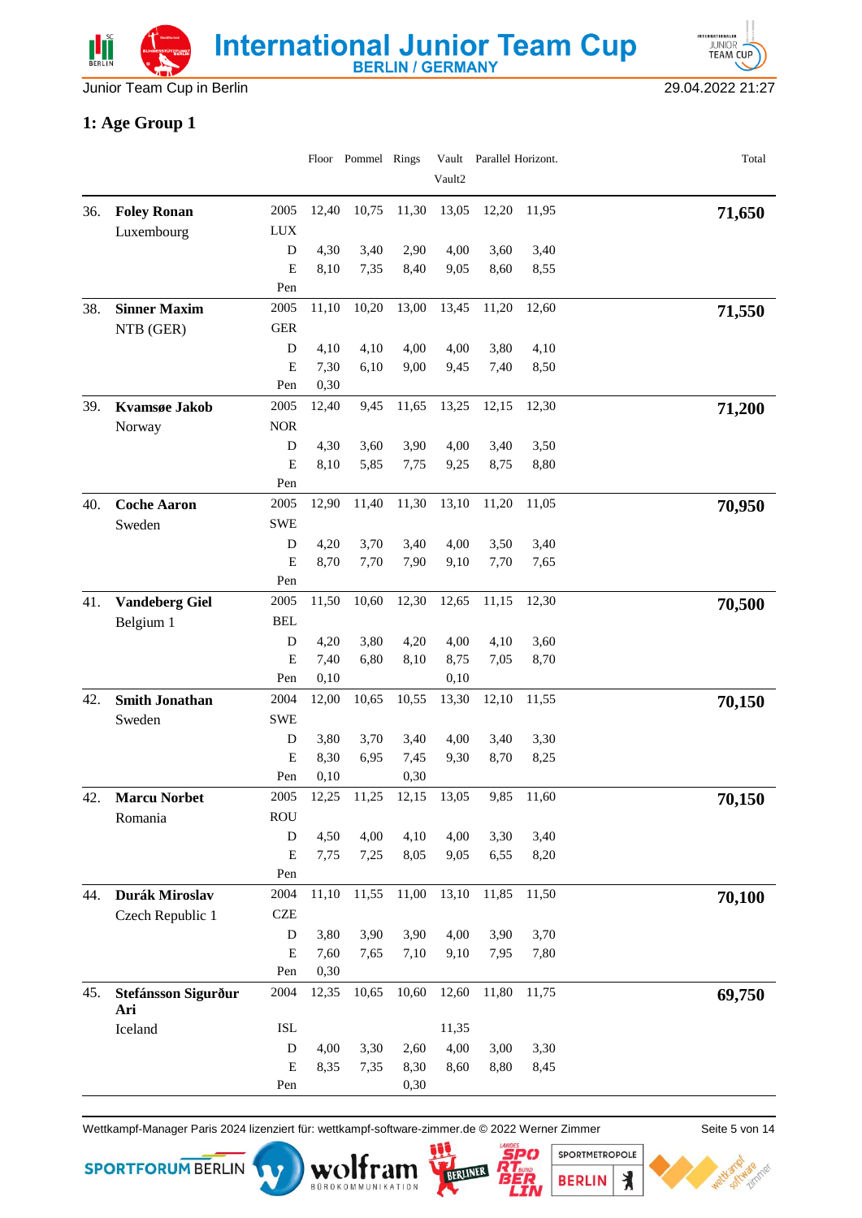Junior Team Cup in Berlin

29.04.2022 21:27

## 1: Age Group 1

| | | | Floor | Pommel | Rings | Vault / Vault2 | Parallel | Horizont. | Total |
|---|---|---|---|---|---|---|---|---|---|
| 36. | **Foley Ronan** | 2005 | 12,40 | 10,75 | 11,30 | 13,05 | 12,20 | 11,95 | **71,650** |
| | Luxembourg | LUX | | | | | | | |
| | | D | 4,30 | 3,40 | 2,90 | 4,00 | 3,60 | 3,40 | |
| | | E | 8,10 | 7,35 | 8,40 | 9,05 | 8,60 | 8,55 | |
| | | Pen | | | | | | | |
| 38. | **Sinner Maxim** | 2005 | 11,10 | 10,20 | 13,00 | 13,45 | 11,20 | 12,60 | **71,550** |
| | NTB (GER) | GER | | | | | | | |
| | | D | 4,10 | 4,10 | 4,00 | 4,00 | 3,80 | 4,10 | |
| | | E | 7,30 | 6,10 | 9,00 | 9,45 | 7,40 | 8,50 | |
| | | Pen | 0,30 | | | | | | |
| 39. | **Kvamsøe Jakob** | 2005 | 12,40 | 9,45 | 11,65 | 13,25 | 12,15 | 12,30 | **71,200** |
| | Norway | NOR | | | | | | | |
| | | D | 4,30 | 3,60 | 3,90 | 4,00 | 3,40 | 3,50 | |
| | | E | 8,10 | 5,85 | 7,75 | 9,25 | 8,75 | 8,80 | |
| | | Pen | | | | | | | |
| 40. | **Coche Aaron** | 2005 | 12,90 | 11,40 | 11,30 | 13,10 | 11,20 | 11,05 | **70,950** |
| | Sweden | SWE | | | | | | | |
| | | D | 4,20 | 3,70 | 3,40 | 4,00 | 3,50 | 3,40 | |
| | | E | 8,70 | 7,70 | 7,90 | 9,10 | 7,70 | 7,65 | |
| | | Pen | | | | | | | |
| 41. | **Vandeberg Giel** | 2005 | 11,50 | 10,60 | 12,30 | 12,65 | 11,15 | 12,30 | **70,500** |
| | Belgium 1 | BEL | | | | | | | |
| | | D | 4,20 | 3,80 | 4,20 | 4,00 | 4,10 | 3,60 | |
| | | E | 7,40 | 6,80 | 8,10 | 8,75 | 7,05 | 8,70 | |
| | | Pen | 0,10 | | | 0,10 | | | |
| 42. | **Smith Jonathan** | 2004 | 12,00 | 10,65 | 10,55 | 13,30 | 12,10 | 11,55 | **70,150** |
| | Sweden | SWE | | | | | | | |
| | | D | 3,80 | 3,70 | 3,40 | 4,00 | 3,40 | 3,30 | |
| | | E | 8,30 | 6,95 | 7,45 | 9,30 | 8,70 | 8,25 | |
| | | Pen | 0,10 | | 0,30 | | | | |
| 42. | **Marcu Norbet** | 2005 | 12,25 | 11,25 | 12,15 | 13,05 | 9,85 | 11,60 | **70,150** |
| | Romania | ROU | | | | | | | |
| | | D | 4,50 | 4,00 | 4,10 | 4,00 | 3,30 | 3,40 | |
| | | E | 7,75 | 7,25 | 8,05 | 9,05 | 6,55 | 8,20 | |
| | | Pen | | | | | | | |
| 44. | **Durák Miroslav** | 2004 | 11,10 | 11,55 | 11,00 | 13,10 | 11,85 | 11,50 | **70,100** |
| | Czech Republic 1 | CZE | | | | | | | |
| | | D | 3,80 | 3,90 | 3,90 | 4,00 | 3,90 | 3,70 | |
| | | E | 7,60 | 7,65 | 7,10 | 9,10 | 7,95 | 7,80 | |
| | | Pen | 0,30 | | | | | | |
| 45. | **Stefánsson Sigurður Ari** | 2004 | 12,35 | 10,65 | 10,60 | 12,60 | 11,80 | 11,75 | **69,750** |
| | Iceland | ISL | | | | 11,35 | | | |
| | | D | 4,00 | 3,30 | 2,60 | 4,00 | 3,00 | 3,30 | |
| | | E | 8,35 | 7,35 | 8,30 | 8,60 | 8,80 | 8,45 | |
| | | Pen | | | 0,30 | | | | |

Wettkampf-Manager Paris 2024 lizenziert für: wettkampf-software-zimmer.de © 2022 Werner Zimmer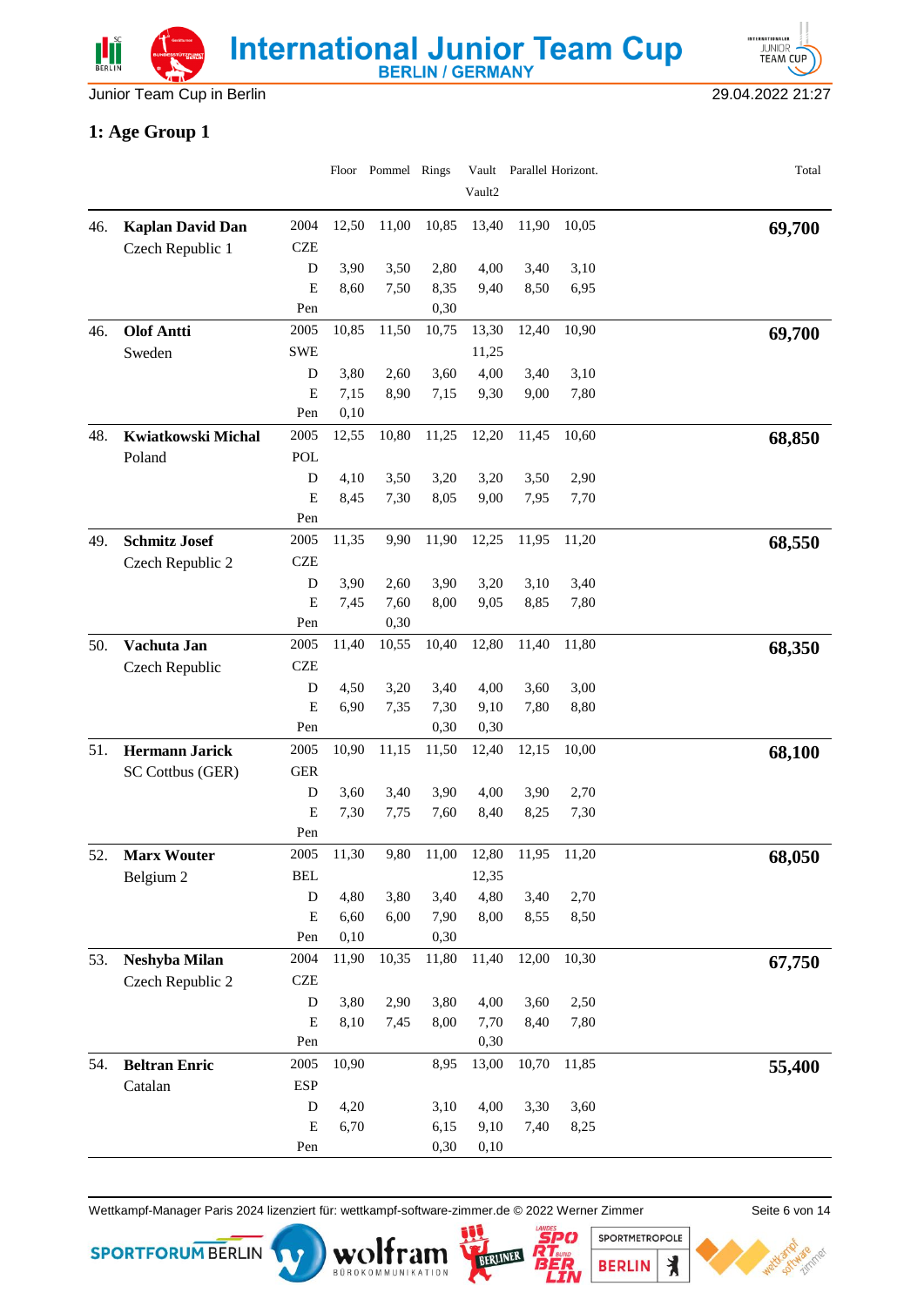Junior Team Cup in Berlin 29.04.2022 21:27

## 1: Age Group 1

| Rank | Name / Team | | Floor | Pommel | Rings | Vault / Vault2 | Parallel | Horizont. | Total |
|---|---|---|---|---|---|---|---|---|---|
| 46. | **Kaplan David Dan** | 2004 | 12,50 | 11,00 | 10,85 | 13,40 | 11,90 | 10,05 | **69,700** |
| | Czech Republic 1 | CZE | | | | | | | |
| | | D | 3,90 | 3,50 | 2,80 | 4,00 | 3,40 | 3,10 | |
| | | E | 8,60 | 7,50 | 8,35 | 9,40 | 8,50 | 6,95 | |
| | | Pen | | | 0,30 | | | | |
| 46. | **Olof Antti** | 2005 | 10,85 | 11,50 | 10,75 | 13,30 | 12,40 | 10,90 | **69,700** |
| | Sweden | SWE | | | | 11,25 | | | |
| | | D | 3,80 | 2,60 | 3,60 | 4,00 | 3,40 | 3,10 | |
| | | E | 7,15 | 8,90 | 7,15 | 9,30 | 9,00 | 7,80 | |
| | | Pen | 0,10 | | | | | | |
| 48. | **Kwiatkowski Michal** | 2005 | 12,55 | 10,80 | 11,25 | 12,20 | 11,45 | 10,60 | **68,850** |
| | Poland | POL | | | | | | | |
| | | D | 4,10 | 3,50 | 3,20 | 3,20 | 3,50 | 2,90 | |
| | | E | 8,45 | 7,30 | 8,05 | 9,00 | 7,95 | 7,70 | |
| | | Pen | | | | | | | |
| 49. | **Schmitz Josef** | 2005 | 11,35 | 9,90 | 11,90 | 12,25 | 11,95 | 11,20 | **68,550** |
| | Czech Republic 2 | CZE | | | | | | | |
| | | D | 3,90 | 2,60 | 3,90 | 3,20 | 3,10 | 3,40 | |
| | | E | 7,45 | 7,60 | 8,00 | 9,05 | 8,85 | 7,80 | |
| | | Pen | | 0,30 | | | | | |
| 50. | **Vachuta Jan** | 2005 | 11,40 | 10,55 | 10,40 | 12,80 | 11,40 | 11,80 | **68,350** |
| | Czech Republic | CZE | | | | | | | |
| | | D | 4,50 | 3,20 | 3,40 | 4,00 | 3,60 | 3,00 | |
| | | E | 6,90 | 7,35 | 7,30 | 9,10 | 7,80 | 8,80 | |
| | | Pen | | | 0,30 | 0,30 | | | |
| 51. | **Hermann Jarick** | 2005 | 10,90 | 11,15 | 11,50 | 12,40 | 12,15 | 10,00 | **68,100** |
| | SC Cottbus (GER) | GER | | | | | | | |
| | | D | 3,60 | 3,40 | 3,90 | 4,00 | 3,90 | 2,70 | |
| | | E | 7,30 | 7,75 | 7,60 | 8,40 | 8,25 | 7,30 | |
| | | Pen | | | | | | | |
| 52. | **Marx Wouter** | 2005 | 11,30 | 9,80 | 11,00 | 12,80 | 11,95 | 11,20 | **68,050** |
| | Belgium 2 | BEL | | | | 12,35 | | | |
| | | D | 4,80 | 3,80 | 3,40 | 4,80 | 3,40 | 2,70 | |
| | | E | 6,60 | 6,00 | 7,90 | 8,00 | 8,55 | 8,50 | |
| | | Pen | 0,10 | | 0,30 | | | | |
| 53. | **Neshyba Milan** | 2004 | 11,90 | 10,35 | 11,80 | 11,40 | 12,00 | 10,30 | **67,750** |
| | Czech Republic 2 | CZE | | | | | | | |
| | | D | 3,80 | 2,90 | 3,80 | 4,00 | 3,60 | 2,50 | |
| | | E | 8,10 | 7,45 | 8,00 | 7,70 | 8,40 | 7,80 | |
| | | Pen | | | | 0,30 | | | |
| 54. | **Beltran Enric** | 2005 | 10,90 | | 8,95 | 13,00 | 10,70 | 11,85 | **55,400** |
| | Catalan | ESP | | | | | | | |
| | | D | 4,20 | | 3,10 | 4,00 | 3,30 | 3,60 | |
| | | E | 6,70 | | 6,15 | 9,10 | 7,40 | 8,25 | |
| | | Pen | | | 0,30 | 0,10 | | | |

Wettkampf-Manager Paris 2024 lizenziert für: wettkampf-software-zimmer.de © 2022 Werner Zimmer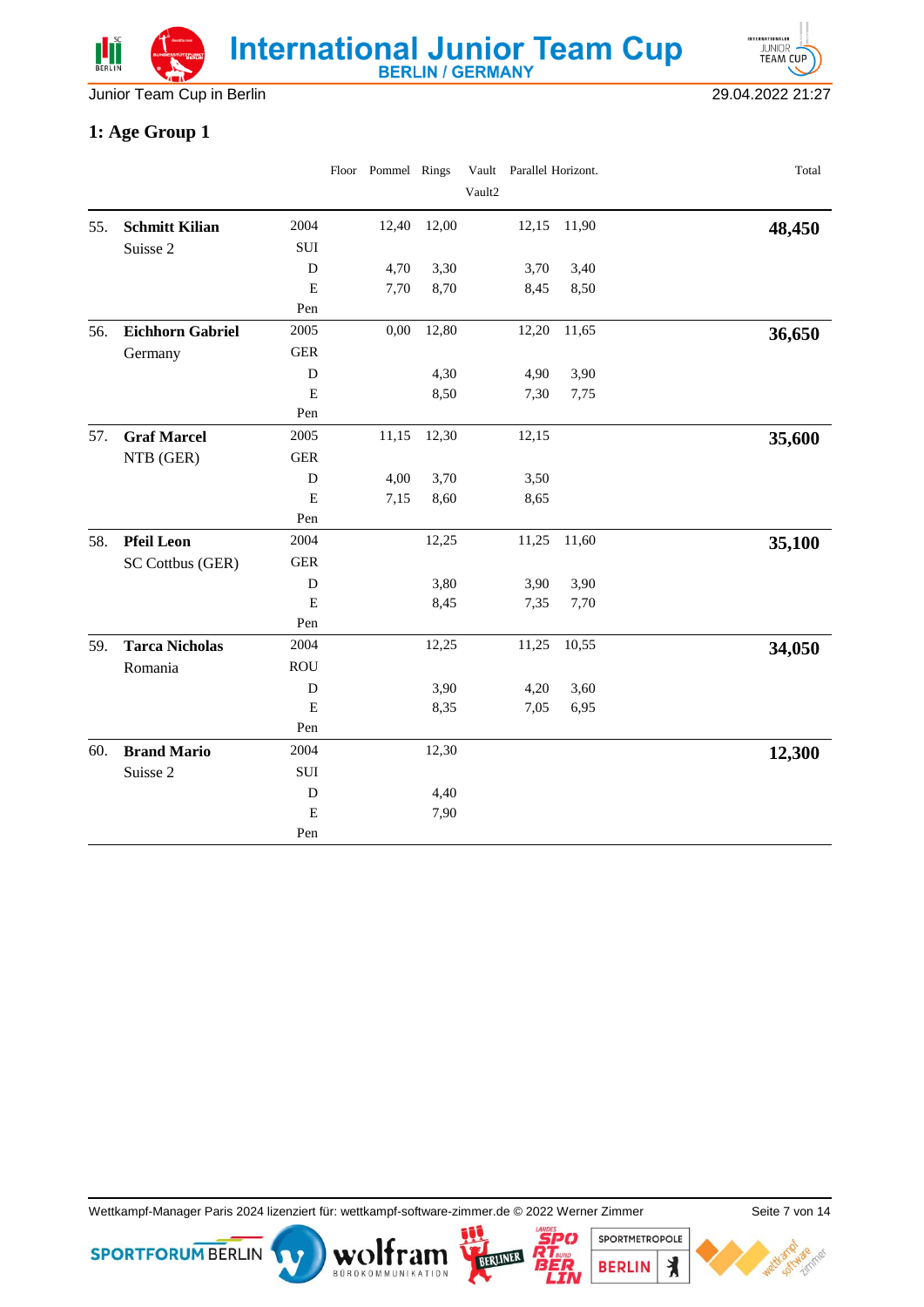Junior Team Cup in Berlin

29.04.2022 21:27

## 1: Age Group 1

| | | | Floor | Pommel | Rings | Vault<br>Vault2 | Parallel | Horizont. | Total |
|---|---|---|---|---|---|---|---|---|---|
| 55. | **Schmitt Kilian** | 2004 | | 12,40 | 12,00 | | 12,15 | 11,90 | **48,450** |
| | Suisse 2 | SUI | | | | | | | |
| | | D | | 4,70 | 3,30 | | 3,70 | 3,40 | |
| | | E | | 7,70 | 8,70 | | 8,45 | 8,50 | |
| | | Pen | | | | | | | |
| 56. | **Eichhorn Gabriel** | 2005 | | 0,00 | 12,80 | | 12,20 | 11,65 | **36,650** |
| | Germany | GER | | | | | | | |
| | | D | | | 4,30 | | 4,90 | 3,90 | |
| | | E | | | 8,50 | | 7,30 | 7,75 | |
| | | Pen | | | | | | | |
| 57. | **Graf Marcel** | 2005 | | 11,15 | 12,30 | | 12,15 | | **35,600** |
| | NTB (GER) | GER | | | | | | | |
| | | D | | 4,00 | 3,70 | | 3,50 | | |
| | | E | | 7,15 | 8,60 | | 8,65 | | |
| | | Pen | | | | | | | |
| 58. | **Pfeil Leon** | 2004 | | | 12,25 | | 11,25 | 11,60 | **35,100** |
| | SC Cottbus (GER) | GER | | | | | | | |
| | | D | | | 3,80 | | 3,90 | 3,90 | |
| | | E | | | 8,45 | | 7,35 | 7,70 | |
| | | Pen | | | | | | | |
| 59. | **Tarca Nicholas** | 2004 | | | 12,25 | | 11,25 | 10,55 | **34,050** |
| | Romania | ROU | | | | | | | |
| | | D | | | 3,90 | | 4,20 | 3,60 | |
| | | E | | | 8,35 | | 7,05 | 6,95 | |
| | | Pen | | | | | | | |
| 60. | **Brand Mario** | 2004 | | | 12,30 | | | | **12,300** |
| | Suisse 2 | SUI | | | | | | | |
| | | D | | | 4,40 | | | | |
| | | E | | | 7,90 | | | | |
| | | Pen | | | | | | | |

Wettkampf-Manager Paris 2024 lizenziert für: wettkampf-software-zimmer.de © 2022 Werner Zimmer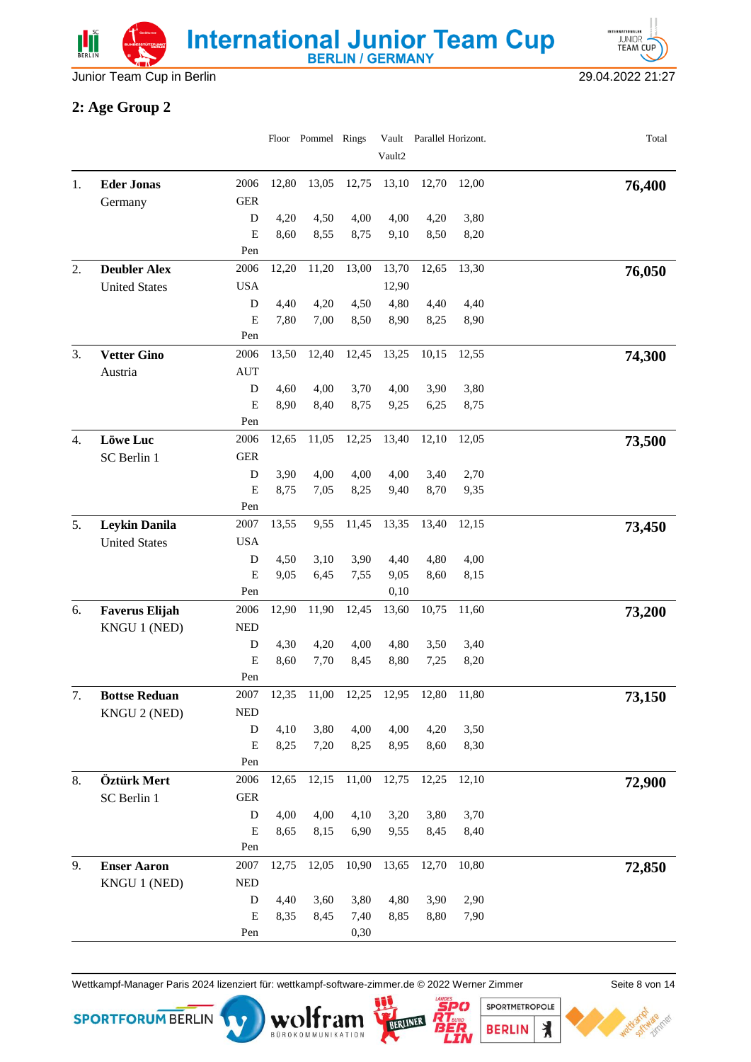Junior Team Cup in Berlin

29.04.2022 21:27

## 2: Age Group 2

| | | | Floor | Pommel | Rings | Vault / Vault2 | Parallel | Horizont. | Total |
|---|---|---|---|---|---|---|---|---|---|
| 1. | **Eder Jonas** | 2006 | 12,80 | 13,05 | 12,75 | 13,10 | 12,70 | 12,00 | **76,400** |
| | Germany | GER | | | | | | | |
| | | D | 4,20 | 4,50 | 4,00 | 4,00 | 4,20 | 3,80 | |
| | | E | 8,60 | 8,55 | 8,75 | 9,10 | 8,50 | 8,20 | |
| | | Pen | | | | | | | |
| 2. | **Deubler Alex** | 2006 | 12,20 | 11,20 | 13,00 | 13,70 | 12,65 | 13,30 | **76,050** |
| | United States | USA | | | | 12,90 | | | |
| | | D | 4,40 | 4,20 | 4,50 | 4,80 | 4,40 | 4,40 | |
| | | E | 7,80 | 7,00 | 8,50 | 8,90 | 8,25 | 8,90 | |
| | | Pen | | | | | | | |
| 3. | **Vetter Gino** | 2006 | 13,50 | 12,40 | 12,45 | 13,25 | 10,15 | 12,55 | **74,300** |
| | Austria | AUT | | | | | | | |
| | | D | 4,60 | 4,00 | 3,70 | 4,00 | 3,90 | 3,80 | |
| | | E | 8,90 | 8,40 | 8,75 | 9,25 | 6,25 | 8,75 | |
| | | Pen | | | | | | | |
| 4. | **Löwe Luc** | 2006 | 12,65 | 11,05 | 12,25 | 13,40 | 12,10 | 12,05 | **73,500** |
| | SC Berlin 1 | GER | | | | | | | |
| | | D | 3,90 | 4,00 | 4,00 | 4,00 | 3,40 | 2,70 | |
| | | E | 8,75 | 7,05 | 8,25 | 9,40 | 8,70 | 9,35 | |
| | | Pen | | | | | | | |
| 5. | **Leykin Danila** | 2007 | 13,55 | 9,55 | 11,45 | 13,35 | 13,40 | 12,15 | **73,450** |
| | United States | USA | | | | | | | |
| | | D | 4,50 | 3,10 | 3,90 | 4,40 | 4,80 | 4,00 | |
| | | E | 9,05 | 6,45 | 7,55 | 9,05 | 8,60 | 8,15 | |
| | | Pen | | | | 0,10 | | | |
| 6. | **Faverus Elijah** | 2006 | 12,90 | 11,90 | 12,45 | 13,60 | 10,75 | 11,60 | **73,200** |
| | KNGU 1 (NED) | NED | | | | | | | |
| | | D | 4,30 | 4,20 | 4,00 | 4,80 | 3,50 | 3,40 | |
| | | E | 8,60 | 7,70 | 8,45 | 8,80 | 7,25 | 8,20 | |
| | | Pen | | | | | | | |
| 7. | **Bottse Reduan** | 2007 | 12,35 | 11,00 | 12,25 | 12,95 | 12,80 | 11,80 | **73,150** |
| | KNGU 2 (NED) | NED | | | | | | | |
| | | D | 4,10 | 3,80 | 4,00 | 4,00 | 4,20 | 3,50 | |
| | | E | 8,25 | 7,20 | 8,25 | 8,95 | 8,60 | 8,30 | |
| | | Pen | | | | | | | |
| 8. | **Öztürk Mert** | 2006 | 12,65 | 12,15 | 11,00 | 12,75 | 12,25 | 12,10 | **72,900** |
| | SC Berlin 1 | GER | | | | | | | |
| | | D | 4,00 | 4,00 | 4,10 | 3,20 | 3,80 | 3,70 | |
| | | E | 8,65 | 8,15 | 6,90 | 9,55 | 8,45 | 8,40 | |
| | | Pen | | | | | | | |
| 9. | **Enser Aaron** | 2007 | 12,75 | 12,05 | 10,90 | 13,65 | 12,70 | 10,80 | **72,850** |
| | KNGU 1 (NED) | NED | | | | | | | |
| | | D | 4,40 | 3,60 | 3,80 | 4,80 | 3,90 | 2,90 | |
| | | E | 8,35 | 8,45 | 7,40 | 8,85 | 8,80 | 7,90 | |
| | | Pen | | | 0,30 | | | | |

Wettkampf-Manager Paris 2024 lizenziert für: wettkampf-software-zimmer.de © 2022 Werner Zimmer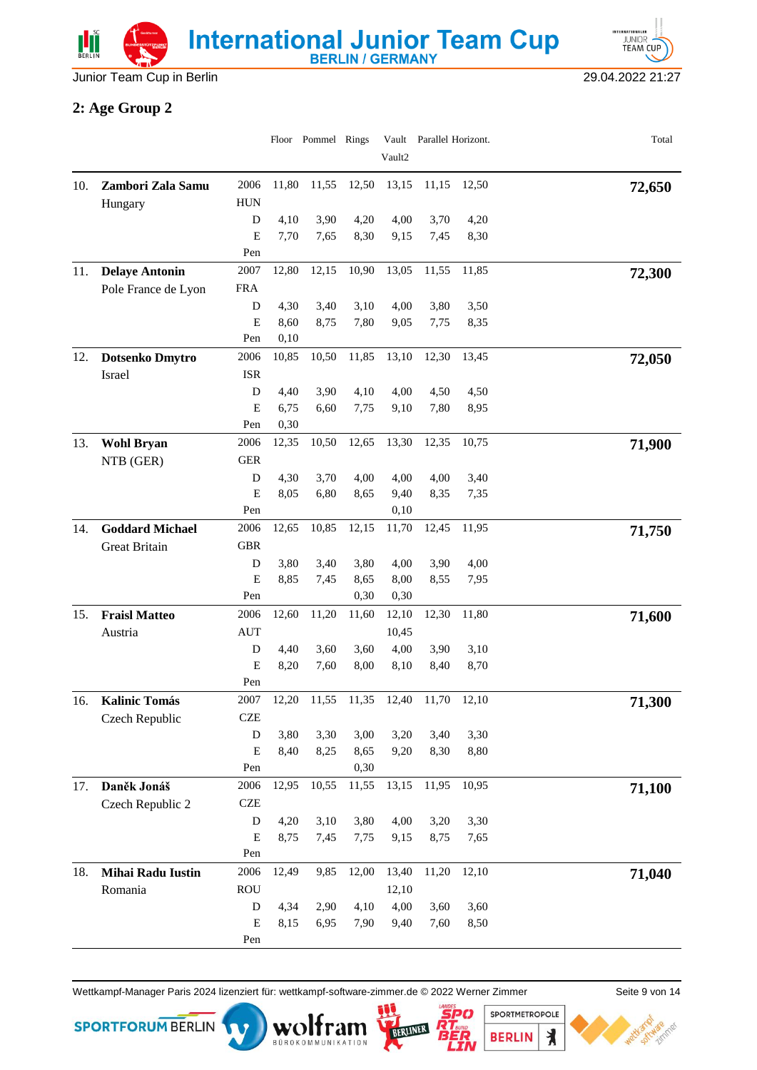## 2: Age Group 2

| Rank | Name / Club | | Floor | Pommel | Rings | Vault / Vault2 | Parallel | Horizont. | Total |
|---|---|---|---|---|---|---|---|---|---|
| 10. | **Zambori Zala Samu** | 2006 | 11,80 | 11,55 | 12,50 | 13,15 | 11,15 | 12,50 | **72,650** |
| | Hungary | HUN | | | | | | | |
| | | D | 4,10 | 3,90 | 4,20 | 4,00 | 3,70 | 4,20 | |
| | | E | 7,70 | 7,65 | 8,30 | 9,15 | 7,45 | 8,30 | |
| | | Pen | | | | | | | |
| 11. | **Delaye Antonin** | 2007 | 12,80 | 12,15 | 10,90 | 13,05 | 11,55 | 11,85 | **72,300** |
| | Pole France de Lyon | FRA | | | | | | | |
| | | D | 4,30 | 3,40 | 3,10 | 4,00 | 3,80 | 3,50 | |
| | | E | 8,60 | 8,75 | 7,80 | 9,05 | 7,75 | 8,35 | |
| | | Pen | 0,10 | | | | | | |
| 12. | **Dotsenko Dmytro** | 2006 | 10,85 | 10,50 | 11,85 | 13,10 | 12,30 | 13,45 | **72,050** |
| | Israel | ISR | | | | | | | |
| | | D | 4,40 | 3,90 | 4,10 | 4,00 | 4,50 | 4,50 | |
| | | E | 6,75 | 6,60 | 7,75 | 9,10 | 7,80 | 8,95 | |
| | | Pen | 0,30 | | | | | | |
| 13. | **Wohl Bryan** | 2006 | 12,35 | 10,50 | 12,65 | 13,30 | 12,35 | 10,75 | **71,900** |
| | NTB (GER) | GER | | | | | | | |
| | | D | 4,30 | 3,70 | 4,00 | 4,00 | 4,00 | 3,40 | |
| | | E | 8,05 | 6,80 | 8,65 | 9,40 | 8,35 | 7,35 | |
| | | Pen | | | | 0,10 | | | |
| 14. | **Goddard Michael** | 2006 | 12,65 | 10,85 | 12,15 | 11,70 | 12,45 | 11,95 | **71,750** |
| | Great Britain | GBR | | | | | | | |
| | | D | 3,80 | 3,40 | 3,80 | 4,00 | 3,90 | 4,00 | |
| | | E | 8,85 | 7,45 | 8,65 | 8,00 | 8,55 | 7,95 | |
| | | Pen | | | 0,30 | 0,30 | | | |
| 15. | **Fraisl Matteo** | 2006 | 12,60 | 11,20 | 11,60 | 12,10 | 12,30 | 11,80 | **71,600** |
| | Austria | AUT | | | | 10,45 | | | |
| | | D | 4,40 | 3,60 | 3,60 | 4,00 | 3,90 | 3,10 | |
| | | E | 8,20 | 7,60 | 8,00 | 8,10 | 8,40 | 8,70 | |
| | | Pen | | | | | | | |
| 16. | **Kalinic Tomás** | 2007 | 12,20 | 11,55 | 11,35 | 12,40 | 11,70 | 12,10 | **71,300** |
| | Czech Republic | CZE | | | | | | | |
| | | D | 3,80 | 3,30 | 3,00 | 3,20 | 3,40 | 3,30 | |
| | | E | 8,40 | 8,25 | 8,65 | 9,20 | 8,30 | 8,80 | |
| | | Pen | | | 0,30 | | | | |
| 17. | **Daněk Jonáš** | 2006 | 12,95 | 10,55 | 11,55 | 13,15 | 11,95 | 10,95 | **71,100** |
| | Czech Republic 2 | CZE | | | | | | | |
| | | D | 4,20 | 3,10 | 3,80 | 4,00 | 3,20 | 3,30 | |
| | | E | 8,75 | 7,45 | 7,75 | 9,15 | 8,75 | 7,65 | |
| | | Pen | | | | | | | |
| 18. | **Mihai Radu Iustin** | 2006 | 12,49 | 9,85 | 12,00 | 13,40 | 11,20 | 12,10 | **71,040** |
| | Romania | ROU | | | | 12,10 | | | |
| | | D | 4,34 | 2,90 | 4,10 | 4,00 | 3,60 | 3,60 | |
| | | E | 8,15 | 6,95 | 7,90 | 9,40 | 7,60 | 8,50 | |
| | | Pen | | | | | | | |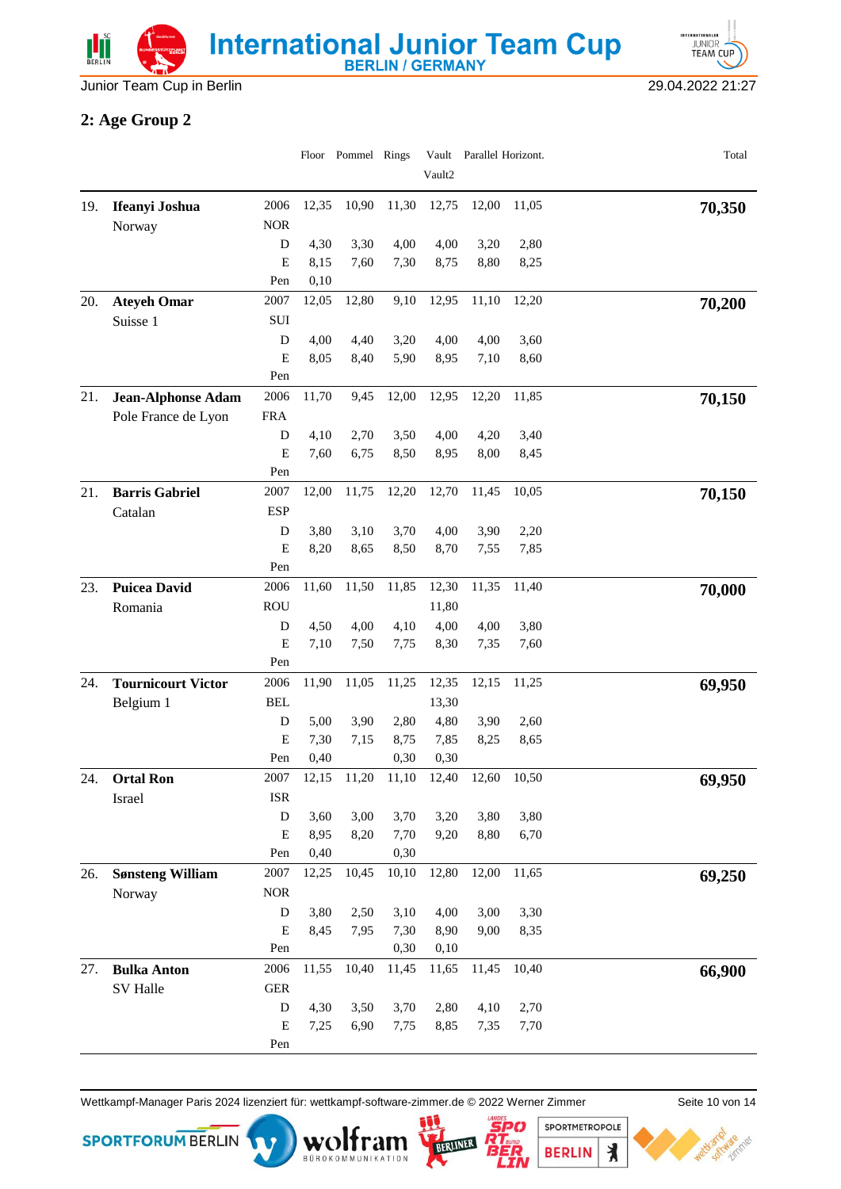International Junior Team Cup
BERLIN / GERMANY

Junior Team Cup in Berlin 29.04.2022 21:27

## 2: Age Group 2

| | | | Floor | Pommel | Rings | Vault / Vault2 | Parallel | Horizont. | Total |
|---|---|---|---|---|---|---|---|---|---|
| 19. | **Ifeanyi Joshua** | 2006 | 12,35 | 10,90 | 11,30 | 12,75 | 12,00 | 11,05 | **70,350** |
| | Norway | NOR | | | | | | | |
| | | D | 4,30 | 3,30 | 4,00 | 4,00 | 3,20 | 2,80 | |
| | | E | 8,15 | 7,60 | 7,30 | 8,75 | 8,80 | 8,25 | |
| | | Pen | 0,10 | | | | | | |
| 20. | **Ateyeh Omar** | 2007 | 12,05 | 12,80 | 9,10 | 12,95 | 11,10 | 12,20 | **70,200** |
| | Suisse 1 | SUI | | | | | | | |
| | | D | 4,00 | 4,40 | 3,20 | 4,00 | 4,00 | 3,60 | |
| | | E | 8,05 | 8,40 | 5,90 | 8,95 | 7,10 | 8,60 | |
| | | Pen | | | | | | | |
| 21. | **Jean-Alphonse Adam** | 2006 | 11,70 | 9,45 | 12,00 | 12,95 | 12,20 | 11,85 | **70,150** |
| | Pole France de Lyon | FRA | | | | | | | |
| | | D | 4,10 | 2,70 | 3,50 | 4,00 | 4,20 | 3,40 | |
| | | E | 7,60 | 6,75 | 8,50 | 8,95 | 8,00 | 8,45 | |
| | | Pen | | | | | | | |
| 21. | **Barris Gabriel** | 2007 | 12,00 | 11,75 | 12,20 | 12,70 | 11,45 | 10,05 | **70,150** |
| | Catalan | ESP | | | | | | | |
| | | D | 3,80 | 3,10 | 3,70 | 4,00 | 3,90 | 2,20 | |
| | | E | 8,20 | 8,65 | 8,50 | 8,70 | 7,55 | 7,85 | |
| | | Pen | | | | | | | |
| 23. | **Puicea David** | 2006 | 11,60 | 11,50 | 11,85 | 12,30 | 11,35 | 11,40 | **70,000** |
| | Romania | ROU | | | | 11,80 | | | |
| | | D | 4,50 | 4,00 | 4,10 | 4,00 | 4,00 | 3,80 | |
| | | E | 7,10 | 7,50 | 7,75 | 8,30 | 7,35 | 7,60 | |
| | | Pen | | | | | | | |
| 24. | **Tournicourt Victor** | 2006 | 11,90 | 11,05 | 11,25 | 12,35 | 12,15 | 11,25 | **69,950** |
| | Belgium 1 | BEL | | | | 13,30 | | | |
| | | D | 5,00 | 3,90 | 2,80 | 4,80 | 3,90 | 2,60 | |
| | | E | 7,30 | 7,15 | 8,75 | 7,85 | 8,25 | 8,65 | |
| | | Pen | 0,40 | | 0,30 | 0,30 | | | |
| 24. | **Ortal Ron** | 2007 | 12,15 | 11,20 | 11,10 | 12,40 | 12,60 | 10,50 | **69,950** |
| | Israel | ISR | | | | | | | |
| | | D | 3,60 | 3,00 | 3,70 | 3,20 | 3,80 | 3,80 | |
| | | E | 8,95 | 8,20 | 7,70 | 9,20 | 8,80 | 6,70 | |
| | | Pen | 0,40 | | 0,30 | | | | |
| 26. | **Sønsteng William** | 2007 | 12,25 | 10,45 | 10,10 | 12,80 | 12,00 | 11,65 | **69,250** |
| | Norway | NOR | | | | | | | |
| | | D | 3,80 | 2,50 | 3,10 | 4,00 | 3,00 | 3,30 | |
| | | E | 8,45 | 7,95 | 7,30 | 8,90 | 9,00 | 8,35 | |
| | | Pen | | | 0,30 | 0,10 | | | |
| 27. | **Bulka Anton** | 2006 | 11,55 | 10,40 | 11,45 | 11,65 | 11,45 | 10,40 | **66,900** |
| | SV Halle | GER | | | | | | | |
| | | D | 4,30 | 3,50 | 3,70 | 2,80 | 4,10 | 2,70 | |
| | | E | 7,25 | 6,90 | 7,75 | 8,85 | 7,35 | 7,70 | |
| | | Pen | | | | | | | |

Wettkampf-Manager Paris 2024 lizenziert für: wettkampf-software-zimmer.de © 2022 Werner Zimmer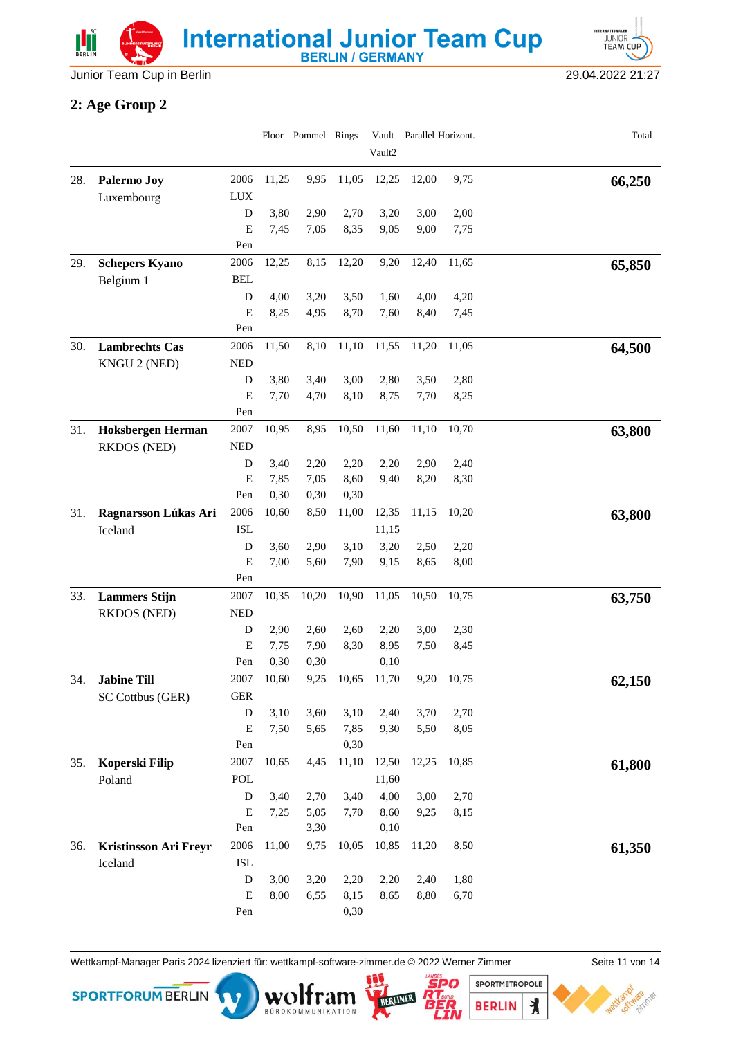Junior Team Cup in Berlin

29.04.2022 21:27

## 2: Age Group 2

| | | | Floor | Pommel | Rings | Vault / Vault2 | Parallel | Horizont. | Total |
|---|---|---|---|---|---|---|---|---|---|
| 28. | **Palermo Joy** | 2006 | 11,25 | 9,95 | 11,05 | 12,25 | 12,00 | 9,75 | **66,250** |
| | Luxembourg | LUX | | | | | | | |
| | | D | 3,80 | 2,90 | 2,70 | 3,20 | 3,00 | 2,00 | |
| | | E | 7,45 | 7,05 | 8,35 | 9,05 | 9,00 | 7,75 | |
| | | Pen | | | | | | | |
| 29. | **Schepers Kyano** | 2006 | 12,25 | 8,15 | 12,20 | 9,20 | 12,40 | 11,65 | **65,850** |
| | Belgium 1 | BEL | | | | | | | |
| | | D | 4,00 | 3,20 | 3,50 | 1,60 | 4,00 | 4,20 | |
| | | E | 8,25 | 4,95 | 8,70 | 7,60 | 8,40 | 7,45 | |
| | | Pen | | | | | | | |
| 30. | **Lambrechts Cas** | 2006 | 11,50 | 8,10 | 11,10 | 11,55 | 11,20 | 11,05 | **64,500** |
| | KNGU 2 (NED) | NED | | | | | | | |
| | | D | 3,80 | 3,40 | 3,00 | 2,80 | 3,50 | 2,80 | |
| | | E | 7,70 | 4,70 | 8,10 | 8,75 | 7,70 | 8,25 | |
| | | Pen | | | | | | | |
| 31. | **Hoksbergen Herman** | 2007 | 10,95 | 8,95 | 10,50 | 11,60 | 11,10 | 10,70 | **63,800** |
| | RKDOS (NED) | NED | | | | | | | |
| | | D | 3,40 | 2,20 | 2,20 | 2,20 | 2,90 | 2,40 | |
| | | E | 7,85 | 7,05 | 8,60 | 9,40 | 8,20 | 8,30 | |
| | | Pen | 0,30 | 0,30 | 0,30 | | | | |
| 31. | **Ragnarsson Lúkas Ari** | 2006 | 10,60 | 8,50 | 11,00 | 12,35 | 11,15 | 10,20 | **63,800** |
| | Iceland | ISL | | | | 11,15 | | | |
| | | D | 3,60 | 2,90 | 3,10 | 3,20 | 2,50 | 2,20 | |
| | | E | 7,00 | 5,60 | 7,90 | 9,15 | 8,65 | 8,00 | |
| | | Pen | | | | | | | |
| 33. | **Lammers Stijn** | 2007 | 10,35 | 10,20 | 10,90 | 11,05 | 10,50 | 10,75 | **63,750** |
| | RKDOS (NED) | NED | | | | | | | |
| | | D | 2,90 | 2,60 | 2,60 | 2,20 | 3,00 | 2,30 | |
| | | E | 7,75 | 7,90 | 8,30 | 8,95 | 7,50 | 8,45 | |
| | | Pen | 0,30 | 0,30 | | 0,10 | | | |
| 34. | **Jabine Till** | 2007 | 10,60 | 9,25 | 10,65 | 11,70 | 9,20 | 10,75 | **62,150** |
| | SC Cottbus (GER) | GER | | | | | | | |
| | | D | 3,10 | 3,60 | 3,10 | 2,40 | 3,70 | 2,70 | |
| | | E | 7,50 | 5,65 | 7,85 | 9,30 | 5,50 | 8,05 | |
| | | Pen | | | 0,30 | | | | |
| 35. | **Koperski Filip** | 2007 | 10,65 | 4,45 | 11,10 | 12,50 | 12,25 | 10,85 | **61,800** |
| | Poland | POL | | | | 11,60 | | | |
| | | D | 3,40 | 2,70 | 3,40 | 4,00 | 3,00 | 2,70 | |
| | | E | 7,25 | 5,05 | 7,70 | 8,60 | 9,25 | 8,15 | |
| | | Pen | | 3,30 | | 0,10 | | | |
| 36. | **Kristinsson Ari Freyr** | 2006 | 11,00 | 9,75 | 10,05 | 10,85 | 11,20 | 8,50 | **61,350** |
| | Iceland | ISL | | | | | | | |
| | | D | 3,00 | 3,20 | 2,20 | 2,20 | 2,40 | 1,80 | |
| | | E | 8,00 | 6,55 | 8,15 | 8,65 | 8,80 | 6,70 | |
| | | Pen | | | 0,30 | | | | |

Wettkampf-Manager Paris 2024 lizenziert für: wettkampf-software-zimmer.de © 2022 Werner Zimmer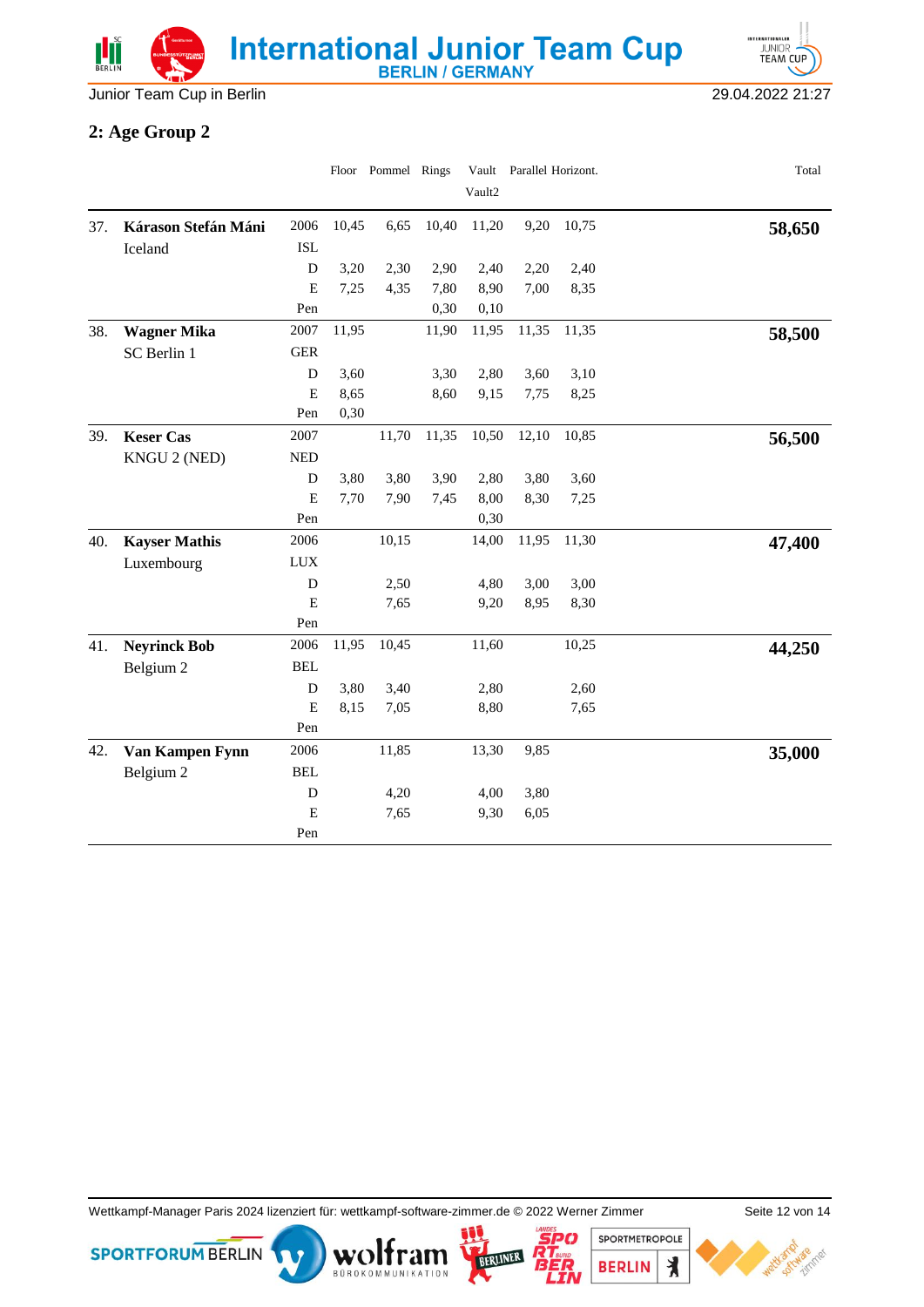Junior Team Cup in Berlin 29.04.2022 21:27

## 2: Age Group 2

| | | | Floor | Pommel | Rings | Vault<br>Vault2 | Parallel | Horizont. | Total |
|---|---|---|---|---|---|---|---|---|---|
| 37. | **Kárason Stefán Máni** | 2006 | 10,45 | 6,65 | 10,40 | 11,20 | 9,20 | 10,75 | **58,650** |
| | Iceland | ISL | | | | | | | |
| | | D | 3,20 | 2,30 | 2,90 | 2,40 | 2,20 | 2,40 | |
| | | E | 7,25 | 4,35 | 7,80 | 8,90 | 7,00 | 8,35 | |
| | | Pen | | | 0,30 | 0,10 | | | |
| 38. | **Wagner Mika** | 2007 | 11,95 | | 11,90 | 11,95 | 11,35 | 11,35 | **58,500** |
| | SC Berlin 1 | GER | | | | | | | |
| | | D | 3,60 | | 3,30 | 2,80 | 3,60 | 3,10 | |
| | | E | 8,65 | | 8,60 | 9,15 | 7,75 | 8,25 | |
| | | Pen | 0,30 | | | | | | |
| 39. | **Keser Cas** | 2007 | | 11,70 | 11,35 | 10,50 | 12,10 | 10,85 | **56,500** |
| | KNGU 2 (NED) | NED | | | | | | | |
| | | D | 3,80 | 3,80 | 3,90 | 2,80 | 3,80 | 3,60 | |
| | | E | 7,70 | 7,90 | 7,45 | 8,00 | 8,30 | 7,25 | |
| | | Pen | | | | 0,30 | | | |
| 40. | **Kayser Mathis** | 2006 | | 10,15 | | 14,00 | 11,95 | 11,30 | **47,400** |
| | Luxembourg | LUX | | | | | | | |
| | | D | | 2,50 | | 4,80 | 3,00 | 3,00 | |
| | | E | | 7,65 | | 9,20 | 8,95 | 8,30 | |
| | | Pen | | | | | | | |
| 41. | **Neyrinck Bob** | 2006 | 11,95 | 10,45 | | 11,60 | | 10,25 | **44,250** |
| | Belgium 2 | BEL | | | | | | | |
| | | D | 3,80 | 3,40 | | 2,80 | | 2,60 | |
| | | E | 8,15 | 7,05 | | 8,80 | | 7,65 | |
| | | Pen | | | | | | | |
| 42. | **Van Kampen Fynn** | 2006 | | 11,85 | | 13,30 | 9,85 | | **35,000** |
| | Belgium 2 | BEL | | | | | | | |
| | | D | | 4,20 | | 4,00 | 3,80 | | |
| | | E | | 7,65 | | 9,30 | 6,05 | | |
| | | Pen | | | | | | | |

Wettkampf-Manager Paris 2024 lizenziert für: wettkampf-software-zimmer.de © 2022 Werner Zimmer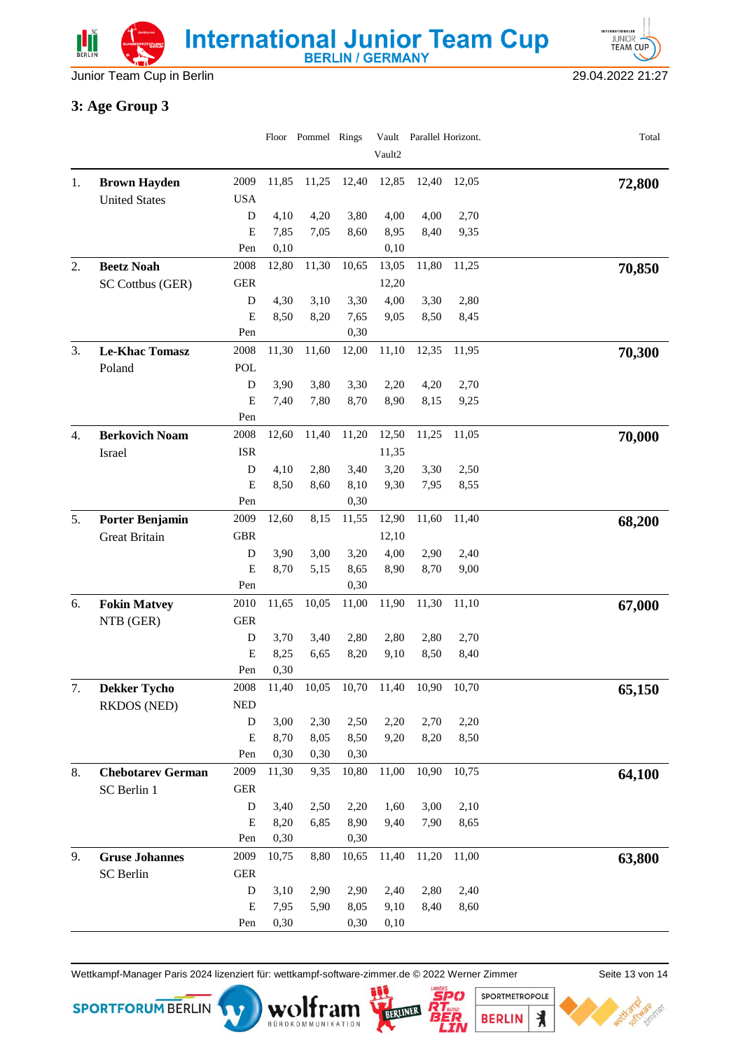# International Junior Team Cup

BERLIN / GERMANY

Junior Team Cup in Berlin — 29.04.2022 21:27

## 3: Age Group 3

| | | | Floor | Pommel | Rings | Vault / Vault2 | Parallel | Horizont. | Total |
|---|---|---|---|---|---|---|---|---|---|
| 1. | **Brown Hayden** | 2009 | 11,85 | 11,25 | 12,40 | 12,85 | 12,40 | 12,05 | **72,800** |
| | United States | USA | | | | | | | |
| | | D | 4,10 | 4,20 | 3,80 | 4,00 | 4,00 | 2,70 | |
| | | E | 7,85 | 7,05 | 8,60 | 8,95 | 8,40 | 9,35 | |
| | | Pen | 0,10 | | | 0,10 | | | |
| 2. | **Beetz Noah** | 2008 | 12,80 | 11,30 | 10,65 | 13,05 | 11,80 | 11,25 | **70,850** |
| | SC Cottbus (GER) | GER | | | | 12,20 | | | |
| | | D | 4,30 | 3,10 | 3,30 | 4,00 | 3,30 | 2,80 | |
| | | E | 8,50 | 8,20 | 7,65 | 9,05 | 8,50 | 8,45 | |
| | | Pen | | | 0,30 | | | | |
| 3. | **Le-Khac Tomasz** | 2008 | 11,30 | 11,60 | 12,00 | 11,10 | 12,35 | 11,95 | **70,300** |
| | Poland | POL | | | | | | | |
| | | D | 3,90 | 3,80 | 3,30 | 2,20 | 4,20 | 2,70 | |
| | | E | 7,40 | 7,80 | 8,70 | 8,90 | 8,15 | 9,25 | |
| | | Pen | | | | | | | |
| 4. | **Berkovich Noam** | 2008 | 12,60 | 11,40 | 11,20 | 12,50 | 11,25 | 11,05 | **70,000** |
| | Israel | ISR | | | | 11,35 | | | |
| | | D | 4,10 | 2,80 | 3,40 | 3,20 | 3,30 | 2,50 | |
| | | E | 8,50 | 8,60 | 8,10 | 9,30 | 7,95 | 8,55 | |
| | | Pen | | | 0,30 | | | | |
| 5. | **Porter Benjamin** | 2009 | 12,60 | 8,15 | 11,55 | 12,90 | 11,60 | 11,40 | **68,200** |
| | Great Britain | GBR | | | | 12,10 | | | |
| | | D | 3,90 | 3,00 | 3,20 | 4,00 | 2,90 | 2,40 | |
| | | E | 8,70 | 5,15 | 8,65 | 8,90 | 8,70 | 9,00 | |
| | | Pen | | | 0,30 | | | | |
| 6. | **Fokin Matvey** | 2010 | 11,65 | 10,05 | 11,00 | 11,90 | 11,30 | 11,10 | **67,000** |
| | NTB (GER) | GER | | | | | | | |
| | | D | 3,70 | 3,40 | 2,80 | 2,80 | 2,80 | 2,70 | |
| | | E | 8,25 | 6,65 | 8,20 | 9,10 | 8,50 | 8,40 | |
| | | Pen | 0,30 | | | | | | |
| 7. | **Dekker Tycho** | 2008 | 11,40 | 10,05 | 10,70 | 11,40 | 10,90 | 10,70 | **65,150** |
| | RKDOS (NED) | NED | | | | | | | |
| | | D | 3,00 | 2,30 | 2,50 | 2,20 | 2,70 | 2,20 | |
| | | E | 8,70 | 8,05 | 8,50 | 9,20 | 8,20 | 8,50 | |
| | | Pen | 0,30 | 0,30 | 0,30 | | | | |
| 8. | **Chebotarev German** | 2009 | 11,30 | 9,35 | 10,80 | 11,00 | 10,90 | 10,75 | **64,100** |
| | SC Berlin 1 | GER | | | | | | | |
| | | D | 3,40 | 2,50 | 2,20 | 1,60 | 3,00 | 2,10 | |
| | | E | 8,20 | 6,85 | 8,90 | 9,40 | 7,90 | 8,65 | |
| | | Pen | 0,30 | | 0,30 | | | | |
| 9. | **Gruse Johannes** | 2009 | 10,75 | 8,80 | 10,65 | 11,40 | 11,20 | 11,00 | **63,800** |
| | SC Berlin | GER | | | | | | | |
| | | D | 3,10 | 2,90 | 2,90 | 2,40 | 2,80 | 2,40 | |
| | | E | 7,95 | 5,90 | 8,05 | 9,10 | 8,40 | 8,60 | |
| | | Pen | 0,30 | | 0,30 | 0,10 | | | |

Wettkampf-Manager Paris 2024 lizenziert für: wettkampf-software-zimmer.de © 2022 Werner Zimmer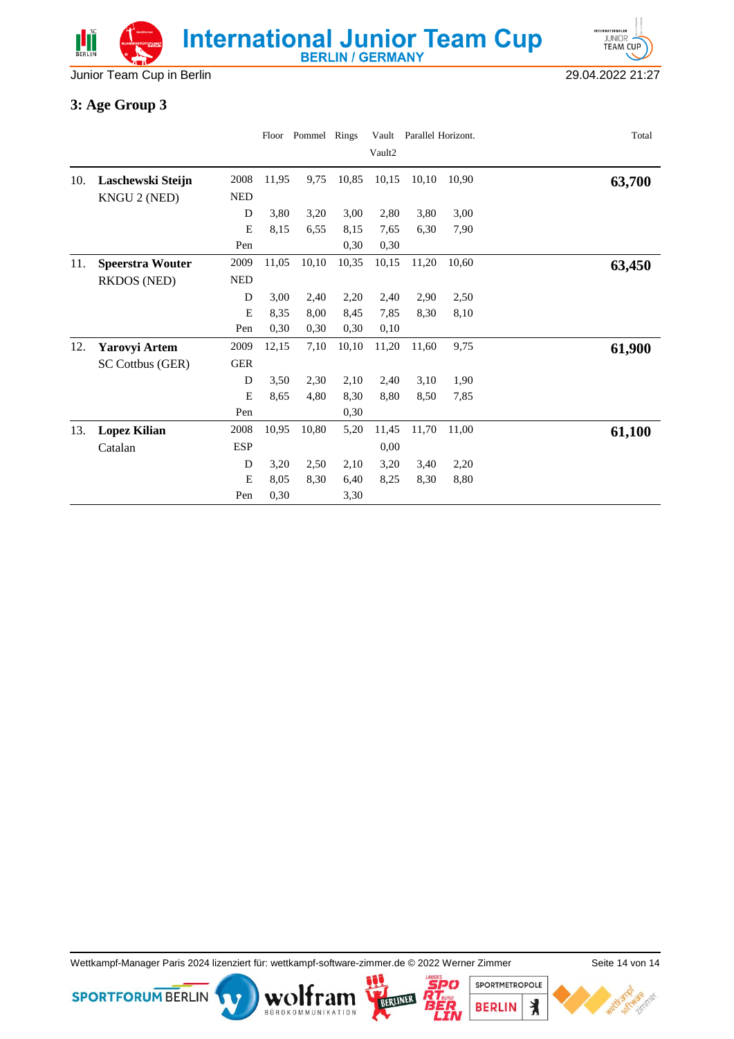## 3: Age Group 3

| | | | Floor | Pommel | Rings | Vault Vault2 | Parallel | Horizont. | Total |
|---|---|---|---|---|---|---|---|---|---|
| 10. | **Laschewski Steijn** | 2008 | 11,95 | 9,75 | 10,85 | 10,15 | 10,10 | 10,90 | **63,700** |
| | KNGU 2 (NED) | NED | | | | | | | |
| | | D | 3,80 | 3,20 | 3,00 | 2,80 | 3,80 | 3,00 | |
| | | E | 8,15 | 6,55 | 8,15 | 7,65 | 6,30 | 7,90 | |
| | | Pen | | | 0,30 | 0,30 | | | |
| 11. | **Speerstra Wouter** | 2009 | 11,05 | 10,10 | 10,35 | 10,15 | 11,20 | 10,60 | **63,450** |
| | RKDOS (NED) | NED | | | | | | | |
| | | D | 3,00 | 2,40 | 2,20 | 2,40 | 2,90 | 2,50 | |
| | | E | 8,35 | 8,00 | 8,45 | 7,85 | 8,30 | 8,10 | |
| | | Pen | 0,30 | 0,30 | 0,30 | 0,10 | | | |
| 12. | **Yarovyi Artem** | 2009 | 12,15 | 7,10 | 10,10 | 11,20 | 11,60 | 9,75 | **61,900** |
| | SC Cottbus (GER) | GER | | | | | | | |
| | | D | 3,50 | 2,30 | 2,10 | 2,40 | 3,10 | 1,90 | |
| | | E | 8,65 | 4,80 | 8,30 | 8,80 | 8,50 | 7,85 | |
| | | Pen | | | 0,30 | | | | |
| 13. | **Lopez Kilian** | 2008 | 10,95 | 10,80 | 5,20 | 11,45 | 11,70 | 11,00 | **61,100** |
| | Catalan | ESP | | | | 0,00 | | | |
| | | D | 3,20 | 2,50 | 2,10 | 3,20 | 3,40 | 2,20 | |
| | | E | 8,05 | 8,30 | 6,40 | 8,25 | 8,30 | 8,80 | |
| | | Pen | 0,30 | | 3,30 | | | | |